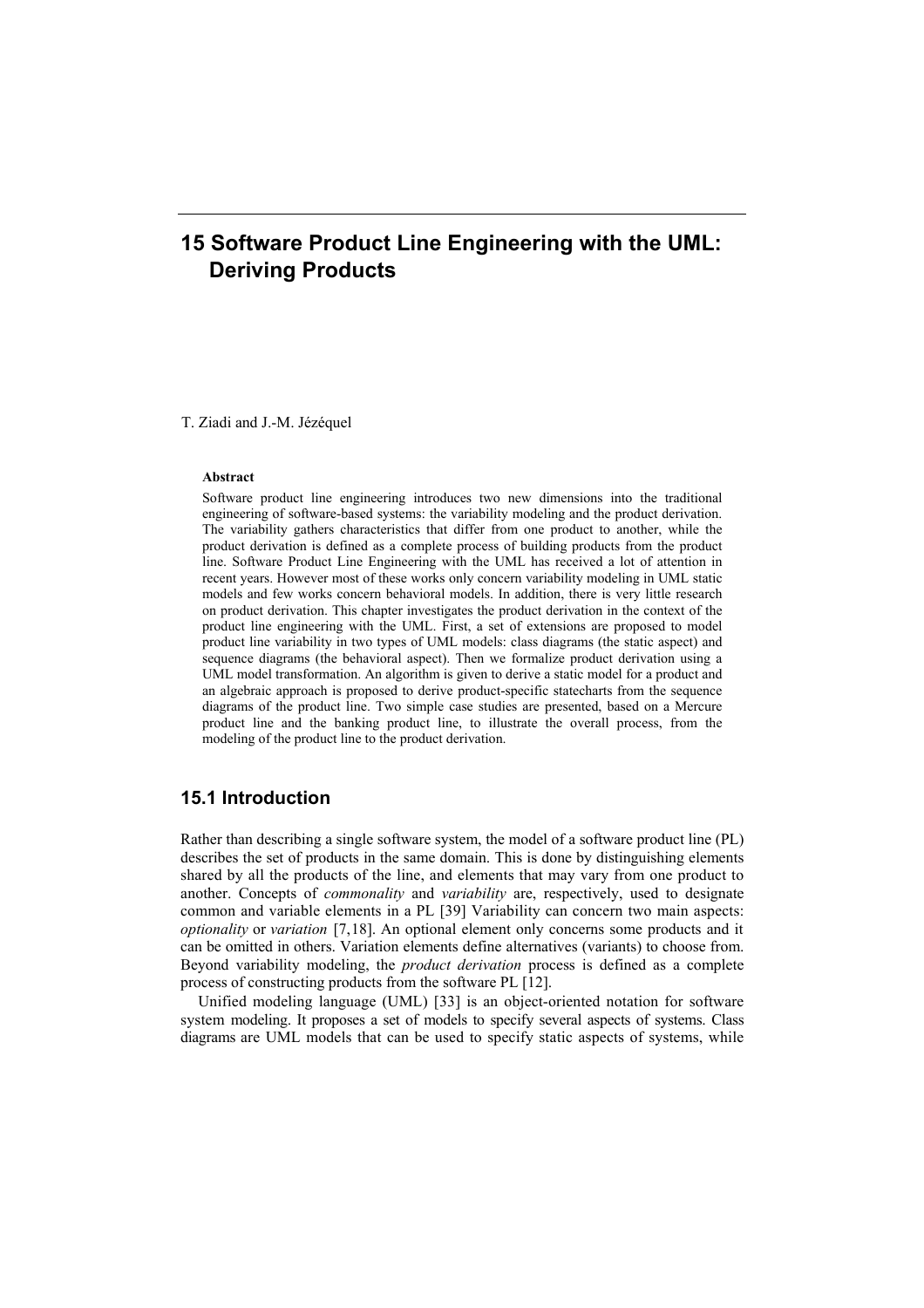# 15 Software Product Line Engineering with the UML: Deriving Products

T. Ziadi and J.-M. Jézéquel

**Abstract**

Software product line engineering introduces two new dimensions into the traditional engineering of software-based systems: the variability modeling and the product derivation. The variability gathers characteristics that differ from one product to another, while the product derivation is defined as a complete process of building products from the product line. Software Product Line Engineering with the UML has received a lot of attention in recent years. However most of these works only concern variability modeling in UML static models and few works concern behavioral models. In addition, there is very little research on product derivation. This chapter investigates the product derivation in the context of the product line engineering with the UML. First, a set of extensions are proposed to model product line variability in two types of UML models: class diagrams (the static aspect) and sequence diagrams (the behavioral aspect). Then we formalize product derivation using a UML model transformation. An algorithm is given to derive a static model for a product and an algebraic approach is proposed to derive product-specific statecharts from the sequence diagrams of the product line. Two simple case studies are presented, based on a Mercure product line and the banking product line, to illustrate the overall process, from the modeling of the product line to the product derivation.

## 15.1 Introduction

Rather than describing a single software system, the model of a software product line (PL) describes the set of products in the same domain. This is done by distinguishing elements shared by all the products of the line, and elements that may vary from one product to another. Concepts of *commonality* and *variability* are, respectively, used to designate common and variable elements in a PL [39] Variability can concern two main aspects: *optionality* or *variation* [7,18]. An optional element only concerns some products and it can be omitted in others. Variation elements define alternatives (variants) to choose from. Beyond variability modeling, the *product derivation* process is defined as a complete process of constructing products from the software PL [12].

Unified modeling language (UML) [33] is an object-oriented notation for software system modeling. It proposes a set of models to specify several aspects of systems. Class diagrams are UML models that can be used to specify static aspects of systems, while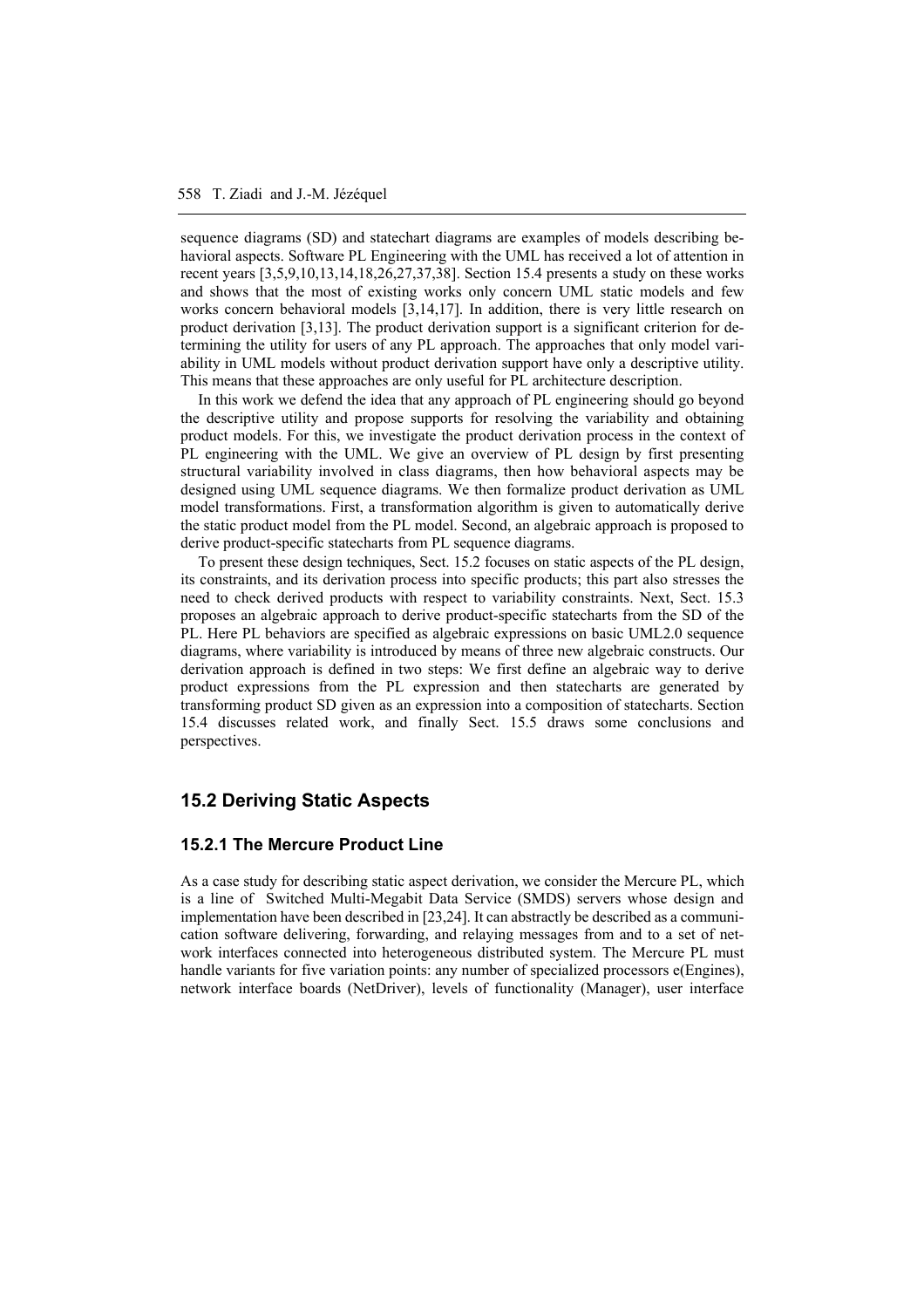sequence diagrams (SD) and statechart diagrams are examples of models describing behavioral aspects. Software PL Engineering with the UML has received a lot of attention in recent years [3,5,9,10,13,14,18,26,27,37,38]. Section 15.4 presents a study on these works and shows that the most of existing works only concern UML static models and few works concern behavioral models [3,14,17]. In addition, there is very little research on product derivation [3,13]. The product derivation support is a significant criterion for determining the utility for users of any PL approach. The approaches that only model variability in UML models without product derivation support have only a descriptive utility. This means that these approaches are only useful for PL architecture description.

In this work we defend the idea that any approach of PL engineering should go beyond the descriptive utility and propose supports for resolving the variability and obtaining product models. For this, we investigate the product derivation process in the context of PL engineering with the UML. We give an overview of PL design by first presenting structural variability involved in class diagrams, then how behavioral aspects may be designed using UML sequence diagrams. We then formalize product derivation as UML model transformations. First, a transformation algorithm is given to automatically derive the static product model from the PL model. Second, an algebraic approach is proposed to derive product-specific statecharts from PL sequence diagrams.

To present these design techniques, Sect. 15.2 focuses on static aspects of the PL design, its constraints, and its derivation process into specific products; this part also stresses the need to check derived products with respect to variability constraints. Next, Sect. 15.3 proposes an algebraic approach to derive product-specific statecharts from the SD of the PL. Here PL behaviors are specified as algebraic expressions on basic UML2.0 sequence diagrams, where variability is introduced by means of three new algebraic constructs. Our derivation approach is defined in two steps: We first define an algebraic way to derive product expressions from the PL expression and then statecharts are generated by transforming product SD given as an expression into a composition of statecharts. Section 15.4 discusses related work, and finally Sect. 15.5 draws some conclusions and perspectives.

## 15.2 Deriving Static Aspects

### 15.2.1 The Mercure Product Line

As a case study for describing static aspect derivation, we consider the Mercure PL, which is a line of Switched Multi-Megabit Data Service (SMDS) servers whose design and implementation have been described in [23,24]. It can abstractly be described as a communication software delivering, forwarding, and relaying messages from and to a set of network interfaces connected into heterogeneous distributed system. The Mercure PL must handle variants for five variation points: any number of specialized processors e(Engines), network interface boards (NetDriver), levels of functionality (Manager), user interface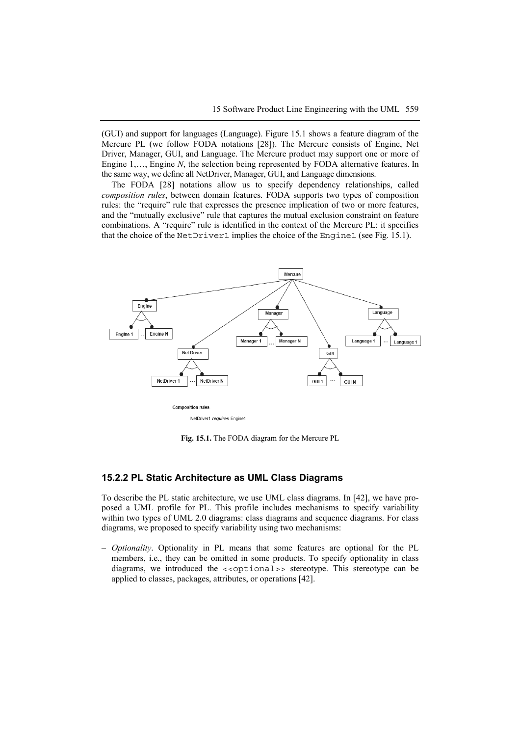(GUI) and support for languages (Language). Figure 15.1 shows a feature diagram of the Mercure PL (we follow FODA notations [28]). The Mercure consists of Engine, Net Driver, Manager, GUI, and Language. The Mercure product may support one or more of Engine 1,…, Engine *N*, the selection being represented by FODA alternative features. In the same way, we define all NetDriver, Manager, GUI, and Language dimensions.

The FODA [28] notations allow us to specify dependency relationships, called *composition rules*, between domain features. FODA supports two types of composition rules: the "require" rule that expresses the presence implication of two or more features, and the "mutually exclusive" rule that captures the mutual exclusion constraint on feature combinations. A "require" rule is identified in the context of the Mercure PL: it specifies that the choice of the `NetDriver1` implies the choice of the `Engine1` (see Fig. 15.1).

**Fig. 15.1.** The FODA diagram for the Mercure PL

### 15.2.2 PL Static Architecture as UML Class Diagrams

To describe the PL static architecture, we use UML class diagrams. In [42], we have proposed a UML profile for PL. This profile includes mechanisms to specify variability within two types of UML 2.0 diagrams: class diagrams and sequence diagrams. For class diagrams, we proposed to specify variability using two mechanisms:

– *Optionality*. Optionality in PL means that some features are optional for the PL members, i.e., they can be omitted in some products. To specify optionality in class diagrams, we introduced the `<<optional>>` stereotype. This stereotype can be applied to classes, packages, attributes, or operations [42].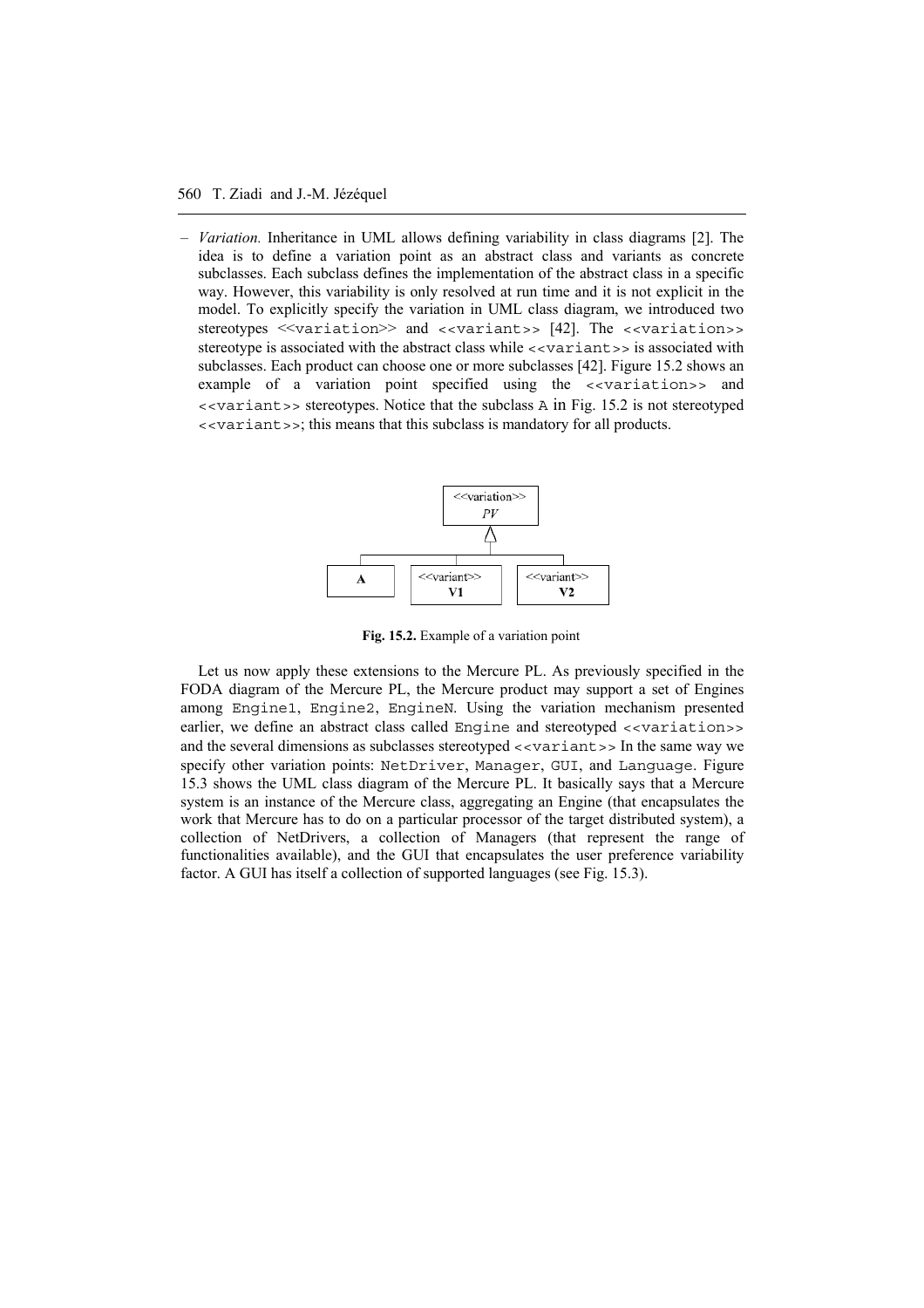– *Variation.* Inheritance in UML allows defining variability in class diagrams [2]. The idea is to define a variation point as an abstract class and variants as concrete subclasses. Each subclass defines the implementation of the abstract class in a specific way. However, this variability is only resolved at run time and it is not explicit in the model. To explicitly specify the variation in UML class diagram, we introduced two stereotypes `<<variation>>` and `<<variant>>` [42]. The `<<variation>>` stereotype is associated with the abstract class while `<<variant>>` is associated with subclasses. Each product can choose one or more subclasses [42]. Figure 15.2 shows an example of a variation point specified using the `<<variation>>` and `<<variant>>` stereotypes. Notice that the subclass `A` in Fig. 15.2 is not stereotyped `<<variant>>`; this means that this subclass is mandatory for all products.

**Fig. 15.2.** Example of a variation point

Let us now apply these extensions to the Mercure PL. As previously specified in the FODA diagram of the Mercure PL, the Mercure product may support a set of Engines among `Engine1`, `Engine2`, `EngineN`. Using the variation mechanism presented earlier, we define an abstract class called `Engine` and stereotyped `<<variation>>` and the several dimensions as subclasses stereotyped `<<variant>>` In the same way we specify other variation points: `NetDriver`, `Manager`, `GUI`, and `Language`. Figure 15.3 shows the UML class diagram of the Mercure PL. It basically says that a Mercure system is an instance of the Mercure class, aggregating an Engine (that encapsulates the work that Mercure has to do on a particular processor of the target distributed system), a collection of NetDrivers, a collection of Managers (that represent the range of functionalities available), and the GUI that encapsulates the user preference variability factor. A GUI has itself a collection of supported languages (see Fig. 15.3).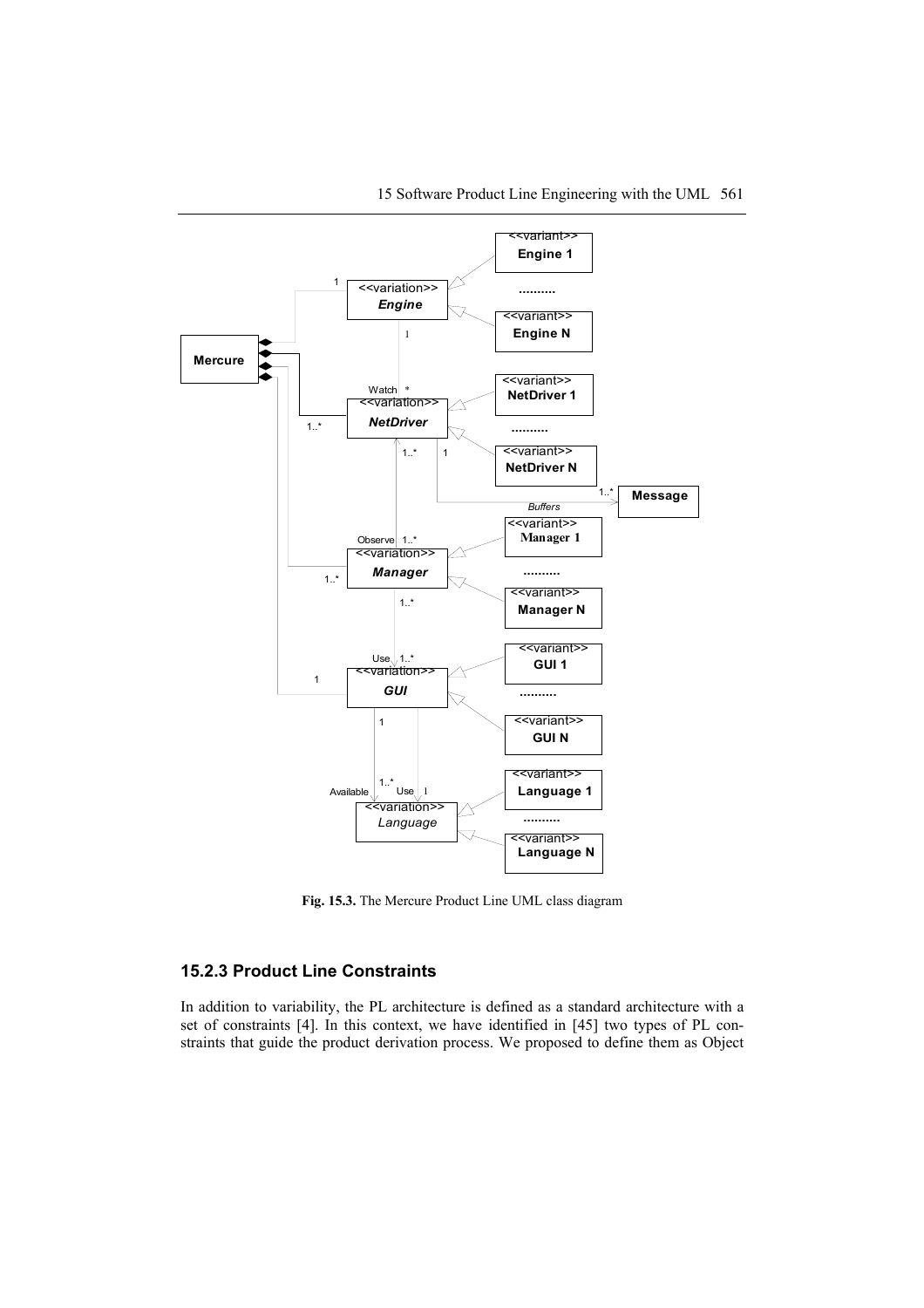Fig. 15.3. The Mercure Product Line UML class diagram

### 15.2.3 Product Line Constraints

In addition to variability, the PL architecture is defined as a standard architecture with a set of constraints [4]. In this context, we have identified in [45] two types of PL constraints that guide the product derivation process. We proposed to define them as Object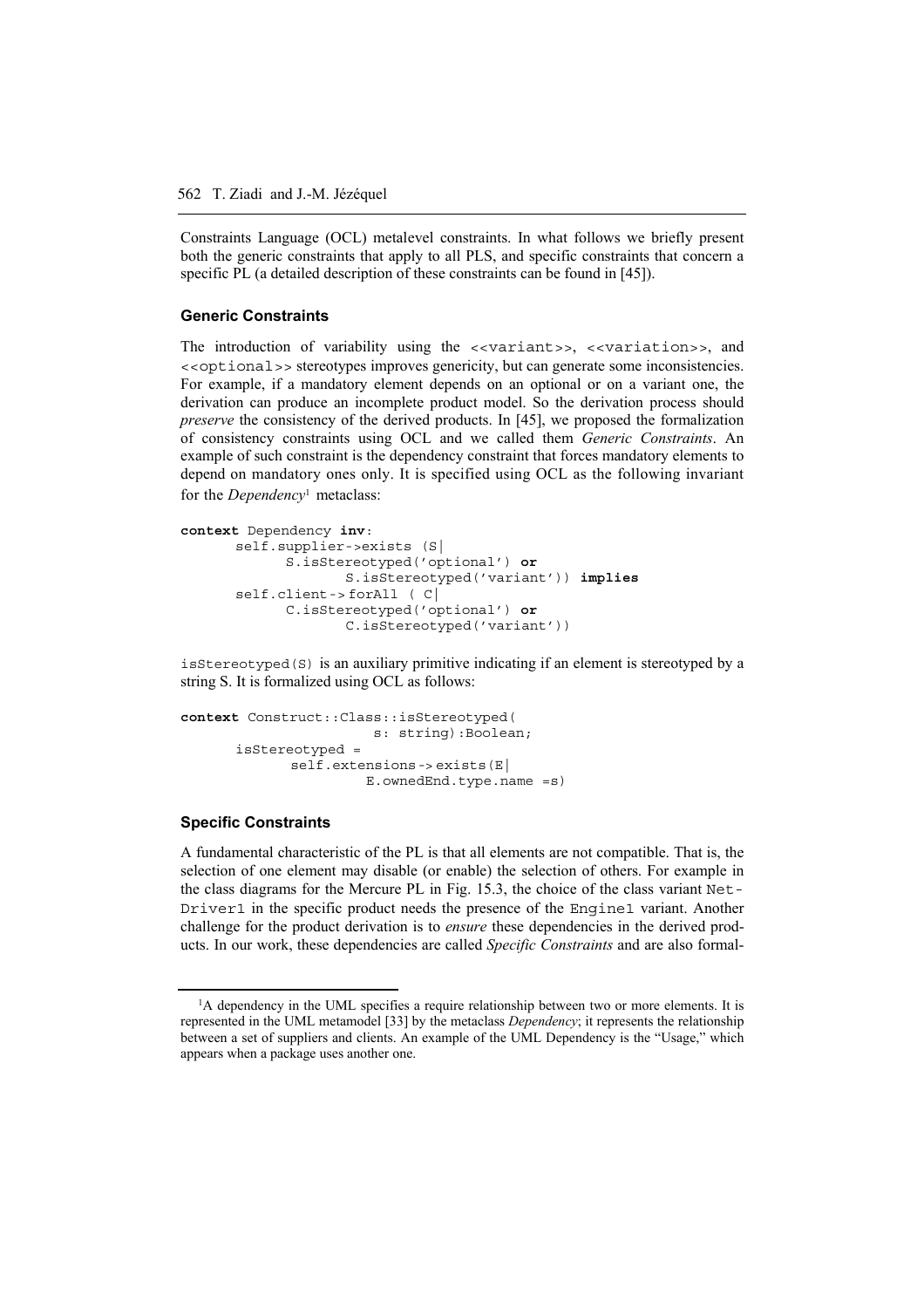Constraints Language (OCL) metalevel constraints. In what follows we briefly present both the generic constraints that apply to all PLS, and specific constraints that concern a specific PL (a detailed description of these constraints can be found in [45]).

### Generic Constraints

The introduction of variability using the `<<variant>>`, `<<variation>>`, and `<<optional>>` stereotypes improves genericity, but can generate some inconsistencies. For example, if a mandatory element depends on an optional or on a variant one, the derivation can produce an incomplete product model. So the derivation process should *preserve* the consistency of the derived products. In [45], we proposed the formalization of consistency constraints using OCL and we called them *Generic Constraints*. An example of such constraint is the dependency constraint that forces mandatory elements to depend on mandatory ones only. It is specified using OCL as the following invariant for the *Dependency*[1] metaclass:

```
context Dependency inv:
      self.supplier->exists (S|
            S.isStereotyped('optional') or
                  S.isStereotyped('variant')) implies
      self.client-> forAll ( C|
            C.isStereotyped('optional') or
                  C.isStereotyped('variant'))
```

`isStereotyped(S)` is an auxiliary primitive indicating if an element is stereotyped by a string S. It is formalized using OCL as follows:

```
context Construct::Class::isStereotyped(
                    s: string):Boolean;
      isStereotyped =
            self.extensions-> exists(E|
                  E.ownedEnd.type.name =s)
```

### Specific Constraints

A fundamental characteristic of the PL is that all elements are not compatible. That is, the selection of one element may disable (or enable) the selection of others. For example in the class diagrams for the Mercure PL in Fig. 15.3, the choice of the class variant `NetDriver1` in the specific product needs the presence of the `Engine1` variant. Another challenge for the product derivation is to *ensure* these dependencies in the derived products. In our work, these dependencies are called *Specific Constraints* and are also formal-

[1] A dependency in the UML specifies a require relationship between two or more elements. It is represented in the UML metamodel [33] by the metaclass *Dependency*; it represents the relationship between a set of suppliers and clients. An example of the UML Dependency is the "Usage," which appears when a package uses another one.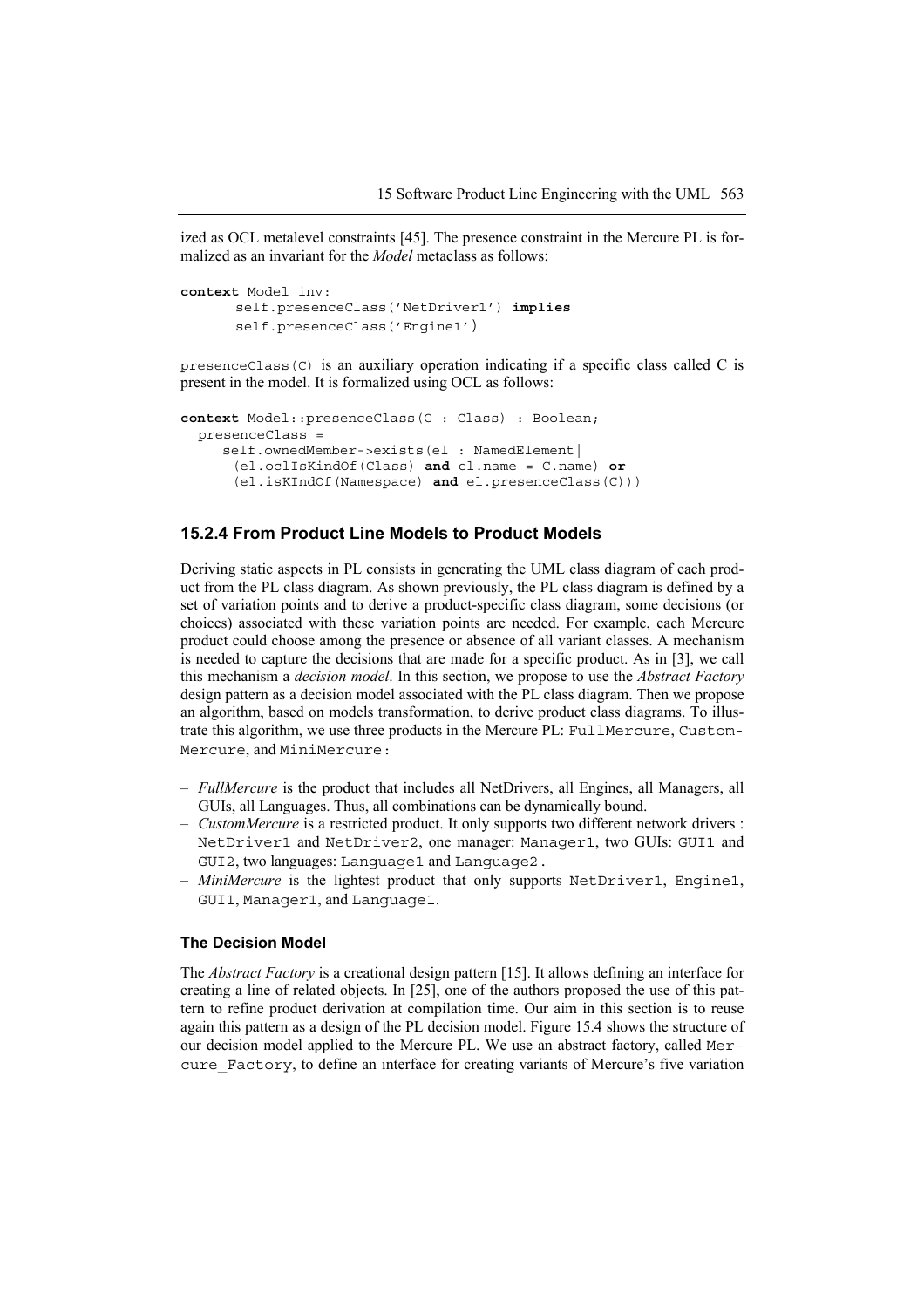ized as OCL metalevel constraints [45]. The presence constraint in the Mercure PL is formalized as an invariant for the *Model* metaclass as follows:

```
context Model inv:
       self.presenceClass('NetDriver1') implies
       self.presenceClass('Engine1')
```

`presenceClass(C)` is an auxiliary operation indicating if a specific class called C is present in the model. It is formalized using OCL as follows:

```
context Model::presenceClass(C : Class) : Boolean;
  presenceClass =
     self.ownedMember->exists(el : NamedElement|
      (el.oclIsKindOf(Class) and cl.name = C.name) or
      (el.isKIndOf(Namespace) and el.presenceClass(C)))
```

### 15.2.4 From Product Line Models to Product Models

Deriving static aspects in PL consists in generating the UML class diagram of each product from the PL class diagram. As shown previously, the PL class diagram is defined by a set of variation points and to derive a product-specific class diagram, some decisions (or choices) associated with these variation points are needed. For example, each Mercure product could choose among the presence or absence of all variant classes. A mechanism is needed to capture the decisions that are made for a specific product. As in [3], we call this mechanism a *decision model*. In this section, we propose to use the *Abstract Factory* design pattern as a decision model associated with the PL class diagram. Then we propose an algorithm, based on models transformation, to derive product class diagrams. To illustrate this algorithm, we use three products in the Mercure PL: `FullMercure`, `CustomMercure`, and `MiniMercure`:

- *FullMercure* is the product that includes all NetDrivers, all Engines, all Managers, all GUIs, all Languages. Thus, all combinations can be dynamically bound.
- *CustomMercure* is a restricted product. It only supports two different network drivers : `NetDriver1` and `NetDriver2`, one manager: `Manager1`, two GUIs: `GUI1` and `GUI2`, two languages: `Language1` and `Language2`.
- *MiniMercure* is the lightest product that only supports `NetDriver1`, `Engine1`, `GUI1`, `Manager1`, and `Language1`.

#### The Decision Model

The *Abstract Factory* is a creational design pattern [15]. It allows defining an interface for creating a line of related objects. In [25], one of the authors proposed the use of this pattern to refine product derivation at compilation time. Our aim in this section is to reuse again this pattern as a design of the PL decision model. Figure 15.4 shows the structure of our decision model applied to the Mercure PL. We use an abstract factory, called `Mercure_Factory`, to define an interface for creating variants of Mercure's five variation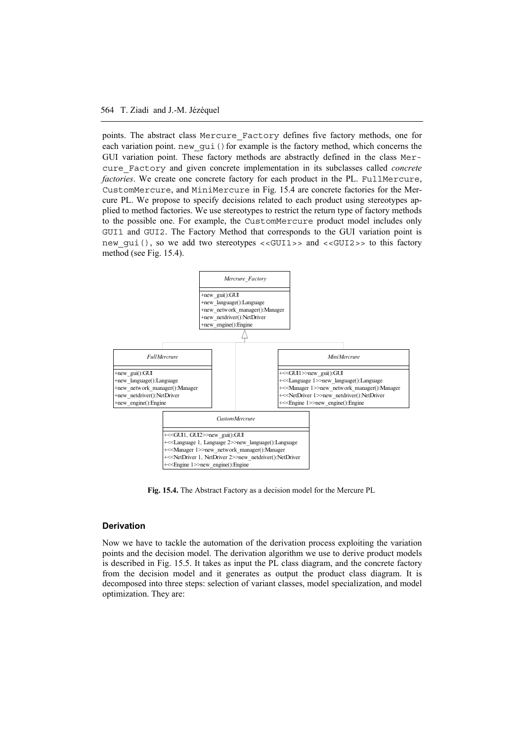points. The abstract class Mercure_Factory defines five factory methods, one for each variation point. new_gui() for example is the factory method, which concerns the GUI variation point. These factory methods are abstractly defined in the class Mercure_Factory and given concrete implementation in its subclasses called *concrete factories*. We create one concrete factory for each product in the PL. FullMercure, CustomMercure, and MiniMercure in Fig. 15.4 are concrete factories for the Mercure PL. We propose to specify decisions related to each product using stereotypes applied to method factories. We use stereotypes to restrict the return type of factory methods to the possible one. For example, the CustomMercure product model includes only GUI1 and GUI2. The Factory Method that corresponds to the GUI variation point is new_gui(), so we add two stereotypes <<GUI1>> and <<GUI2>> to this factory method (see Fig. 15.4).

```
Mercrure_Factory
+new_gui():GUI
+new_language():Language
+new_network_manager():Manager
+new_netdriver():NetDriver
+new_engine():Engine

FullMercrure
+new_gui():GUI
+new_language():Language
+new_network_manager():Manager
+new_netdriver():NetDriver
+new_engine():Engine

MiniMercrure
+<<GUI1>>new_gui():GUI
+<<Language 1>>new_language():Language
+<<Manager 1>>new_network_manager():Manager
+<<NetDriver 1>>new_netdriver():NetDriver
+<<Engine 1>>new_engine():Engine

CustomMercrure
+<<GUI1, GUI2>>new_gui():GUI
+<<Language 1, Language 2>>new_language():Language
+<<Manager 1>>new_network_manager():Manager
+<<NetDriver 1, NetDriver 2>>new_netdriver():NetDriver
+<<Engine 1>>new_engine():Engine
```

**Fig. 15.4.** The Abstract Factory as a decision model for the Mercure PL

### Derivation

Now we have to tackle the automation of the derivation process exploiting the variation points and the decision model. The derivation algorithm we use to derive product models is described in Fig. 15.5. It takes as input the PL class diagram, and the concrete factory from the decision model and it generates as output the product class diagram. It is decomposed into three steps: selection of variant classes, model specialization, and model optimization. They are: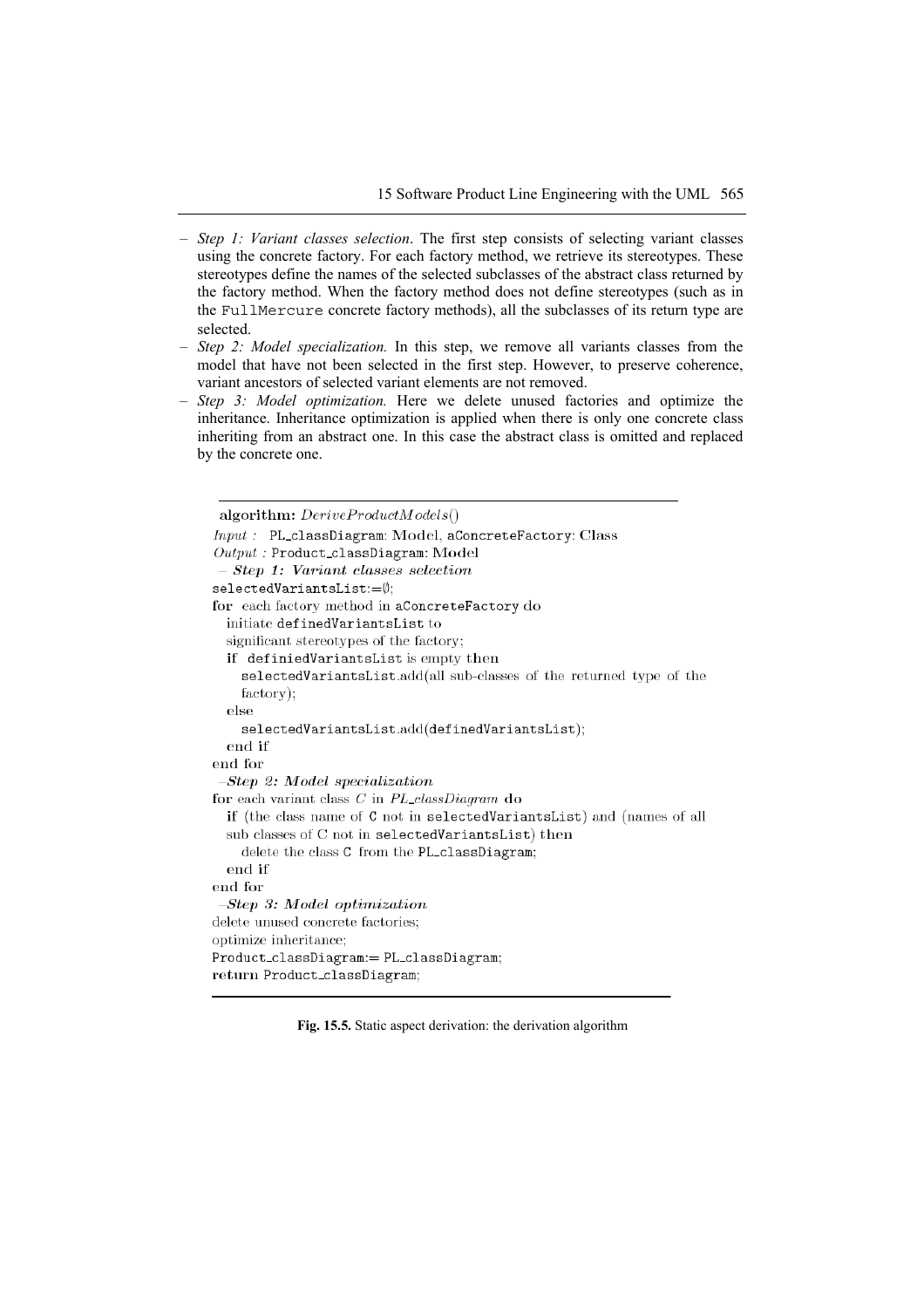- *Step 1: Variant classes selection*. The first step consists of selecting variant classes using the concrete factory. For each factory method, we retrieve its stereotypes. These stereotypes define the names of the selected subclasses of the abstract class returned by the factory method. When the factory method does not define stereotypes (such as in the `FullMercure` concrete factory methods), all the subclasses of its return type are selected.
- *Step 2: Model specialization.* In this step, we remove all variants classes from the model that have not been selected in the first step. However, to preserve coherence, variant ancestors of selected variant elements are not removed.
- *Step 3: Model optimization.* Here we delete unused factories and optimize the inheritance. Inheritance optimization is applied when there is only one concrete class inheriting from an abstract one. In this case the abstract class is omitted and replaced by the concrete one.

```
algorithm: DeriveProductModels()
Input : PL_classDiagram: Model, aConcreteFactory: Class
Output : Product_classDiagram: Model
 – Step 1: Variant classes selection
selectedVariantsList:=∅;
for each factory method in aConcreteFactory do
  initiate definedVariantsList to
  significant stereotypes of the factory;
  if definiedVariantsList is empty then
    selectedVariantsList.add(all sub-classes of the returned type of the
    factory);
  else
    selectedVariantsList.add(definedVariantsList);
  end if
end for
 –Step 2: Model specialization
for each variant class C in PL_classDiagram do
  if (the class name of C not in selectedVariantsList) and (names of all
  sub classes of C not in selectedVariantsList) then
    delete the class C from the PL_classDiagram;
  end if
end for
 –Step 3: Model optimization
delete unused concrete factories;
optimize inheritance;
Product_classDiagram:= PL_classDiagram;
return Product_classDiagram;
```

**Fig. 15.5.** Static aspect derivation: the derivation algorithm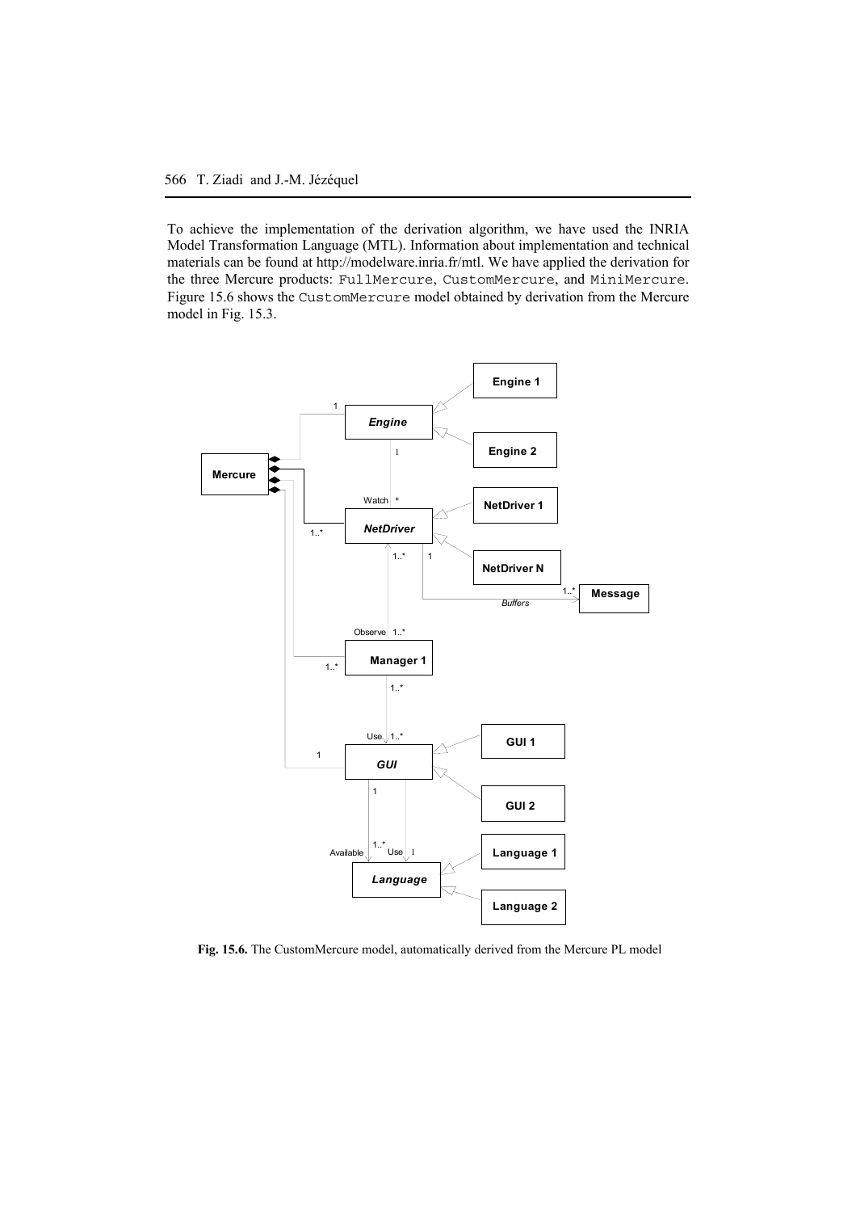To achieve the implementation of the derivation algorithm, we have used the INRIA Model Transformation Language (MTL). Information about implementation and technical materials can be found at http://modelware.inria.fr/mtl. We have applied the derivation for the three Mercure products: `FullMercure`, `CustomMercure`, and `MiniMercure`. Figure 15.6 shows the `CustomMercure` model obtained by derivation from the Mercure model in Fig. 15.3.

**Fig. 15.6.** The CustomMercure model, automatically derived from the Mercure PL model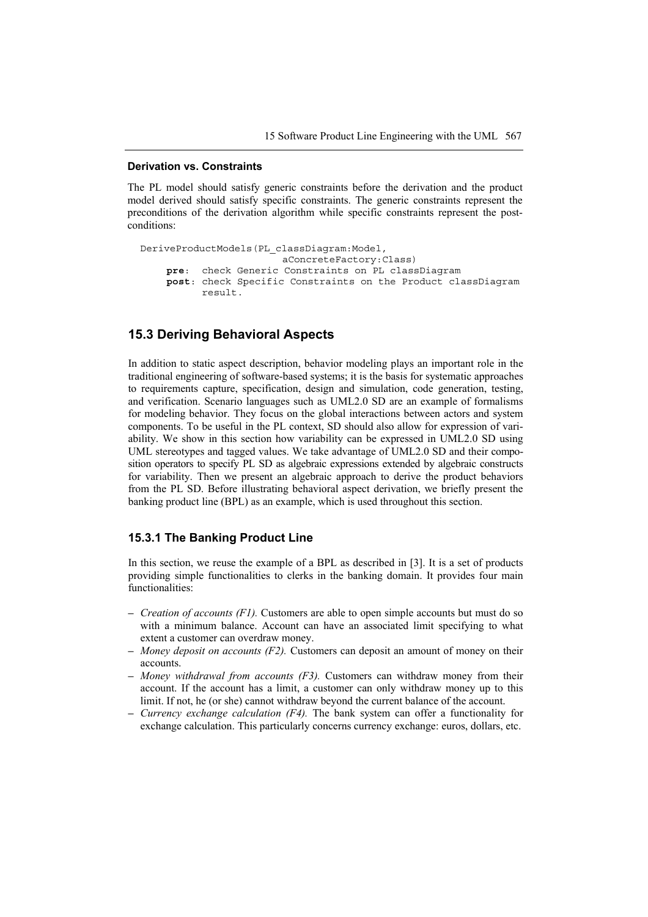#### Derivation vs. Constraints

The PL model should satisfy generic constraints before the derivation and the product model derived should satisfy specific constraints. The generic constraints represent the preconditions of the derivation algorithm while specific constraints represent the post-conditions:

```
DeriveProductModels(PL_classDiagram:Model,
                        aConcreteFactory:Class)
     pre:  check Generic Constraints on PL classDiagram
     post: check Specific Constraints on the Product classDiagram
           result.
```

## 15.3 Deriving Behavioral Aspects

In addition to static aspect description, behavior modeling plays an important role in the traditional engineering of software-based systems; it is the basis for systematic approaches to requirements capture, specification, design and simulation, code generation, testing, and verification. Scenario languages such as UML2.0 SD are an example of formalisms for modeling behavior. They focus on the global interactions between actors and system components. To be useful in the PL context, SD should also allow for expression of variability. We show in this section how variability can be expressed in UML2.0 SD using UML stereotypes and tagged values. We take advantage of UML2.0 SD and their composition operators to specify PL SD as algebraic expressions extended by algebraic constructs for variability. Then we present an algebraic approach to derive the product behaviors from the PL SD. Before illustrating behavioral aspect derivation, we briefly present the banking product line (BPL) as an example, which is used throughout this section.

### 15.3.1 The Banking Product Line

In this section, we reuse the example of a BPL as described in [3]. It is a set of products providing simple functionalities to clerks in the banking domain. It provides four main functionalities:

- *Creation of accounts (F1).* Customers are able to open simple accounts but must do so with a minimum balance. Account can have an associated limit specifying to what extent a customer can overdraw money.
- *Money deposit on accounts (F2).* Customers can deposit an amount of money on their accounts.
- *Money withdrawal from accounts (F3).* Customers can withdraw money from their account. If the account has a limit, a customer can only withdraw money up to this limit. If not, he (or she) cannot withdraw beyond the current balance of the account.
- *Currency exchange calculation (F4).* The bank system can offer a functionality for exchange calculation. This particularly concerns currency exchange: euros, dollars, etc.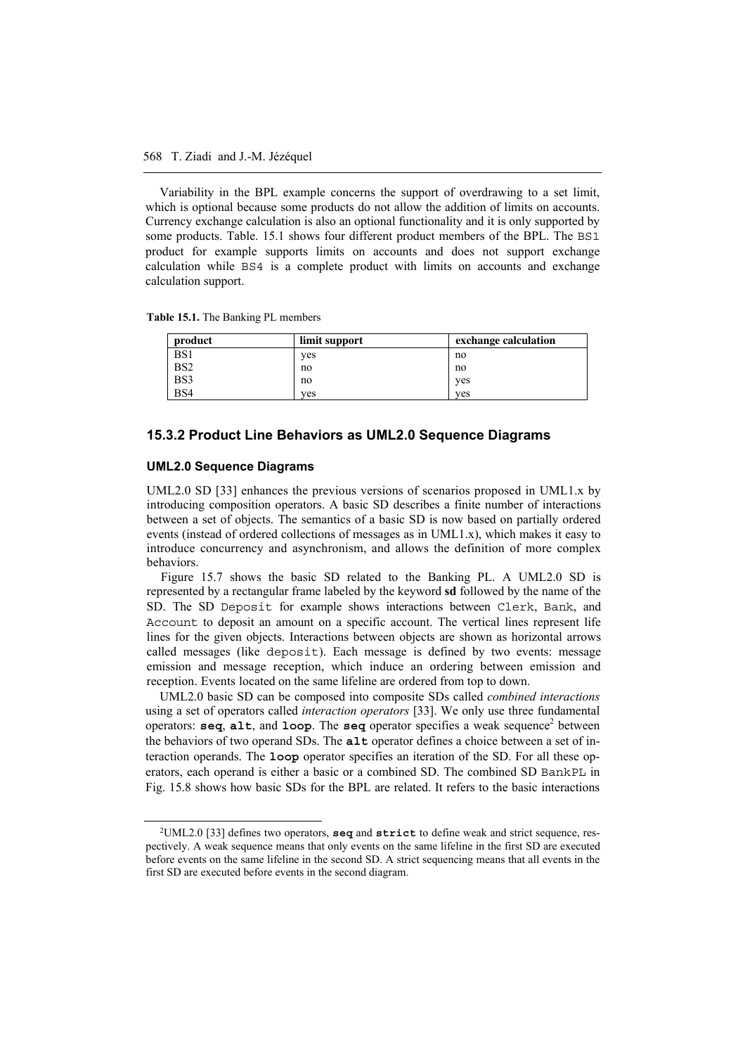Variability in the BPL example concerns the support of overdrawing to a set limit, which is optional because some products do not allow the addition of limits on accounts. Currency exchange calculation is also an optional functionality and it is only supported by some products. Table. 15.1 shows four different product members of the BPL. The `BS1` product for example supports limits on accounts and does not support exchange calculation while `BS4` is a complete product with limits on accounts and exchange calculation support.

**Table 15.1.** The Banking PL members

| product | limit support | exchange calculation |
|---|---|---|
| BS1 | yes | no |
| BS2 | no | no |
| BS3 | no | yes |
| BS4 | yes | yes |

### 15.3.2 Product Line Behaviors as UML2.0 Sequence Diagrams

#### UML2.0 Sequence Diagrams

UML2.0 SD [33] enhances the previous versions of scenarios proposed in UML1.x by introducing composition operators. A basic SD describes a finite number of interactions between a set of objects. The semantics of a basic SD is now based on partially ordered events (instead of ordered collections of messages as in UML1.x), which makes it easy to introduce concurrency and asynchronism, and allows the definition of more complex behaviors.

Figure 15.7 shows the basic SD related to the Banking PL. A UML2.0 SD is represented by a rectangular frame labeled by the keyword **sd** followed by the name of the SD. The SD `Deposit` for example shows interactions between `Clerk`, `Bank`, and `Account` to deposit an amount on a specific account. The vertical lines represent life lines for the given objects. Interactions between objects are shown as horizontal arrows called messages (like `deposit`). Each message is defined by two events: message emission and message reception, which induce an ordering between emission and reception. Events located on the same lifeline are ordered from top to down.

UML2.0 basic SD can be composed into composite SDs called *combined interactions* using a set of operators called *interaction operators* [33]. We only use three fundamental operators: **`seq`**, **`alt`**, and **`loop`**. The **`seq`** operator specifies a weak sequence[2] between the behaviors of two operand SDs. The **`alt`** operator defines a choice between a set of interaction operands. The **`loop`** operator specifies an iteration of the SD. For all these operators, each operand is either a basic or a combined SD. The combined SD `BankPL` in Fig. 15.8 shows how basic SDs for the BPL are related. It refers to the basic interactions

[2]UML2.0 [33] defines two operators, **`seq`** and **`strict`** to define weak and strict sequence, respectively. A weak sequence means that only events on the same lifeline in the first SD are executed before events on the same lifeline in the second SD. A strict sequencing means that all events in the first SD are executed before events in the second diagram.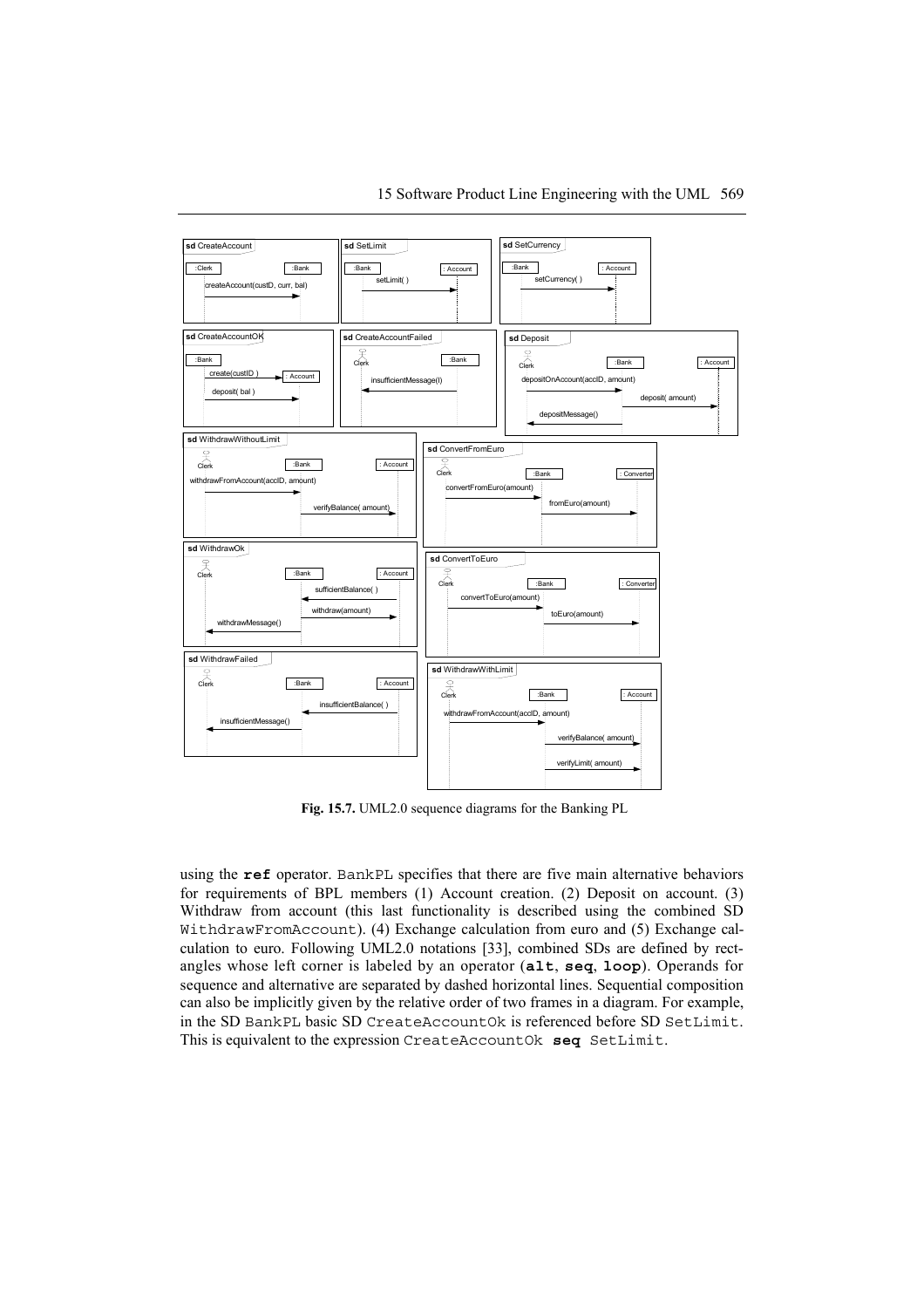**Fig. 15.7.** UML2.0 sequence diagrams for the Banking PL

using the **ref** operator. BankPL specifies that there are five main alternative behaviors for requirements of BPL members (1) Account creation. (2) Deposit on account. (3) Withdraw from account (this last functionality is described using the combined SD WithdrawFromAccount). (4) Exchange calculation from euro and (5) Exchange calculation to euro. Following UML2.0 notations [33], combined SDs are defined by rectangles whose left corner is labeled by an operator (**alt**, **seq**, **loop**). Operands for sequence and alternative are separated by dashed horizontal lines. Sequential composition can also be implicitly given by the relative order of two frames in a diagram. For example, in the SD BankPL basic SD CreateAccountOk is referenced before SD SetLimit. This is equivalent to the expression CreateAccountOk **seq** SetLimit.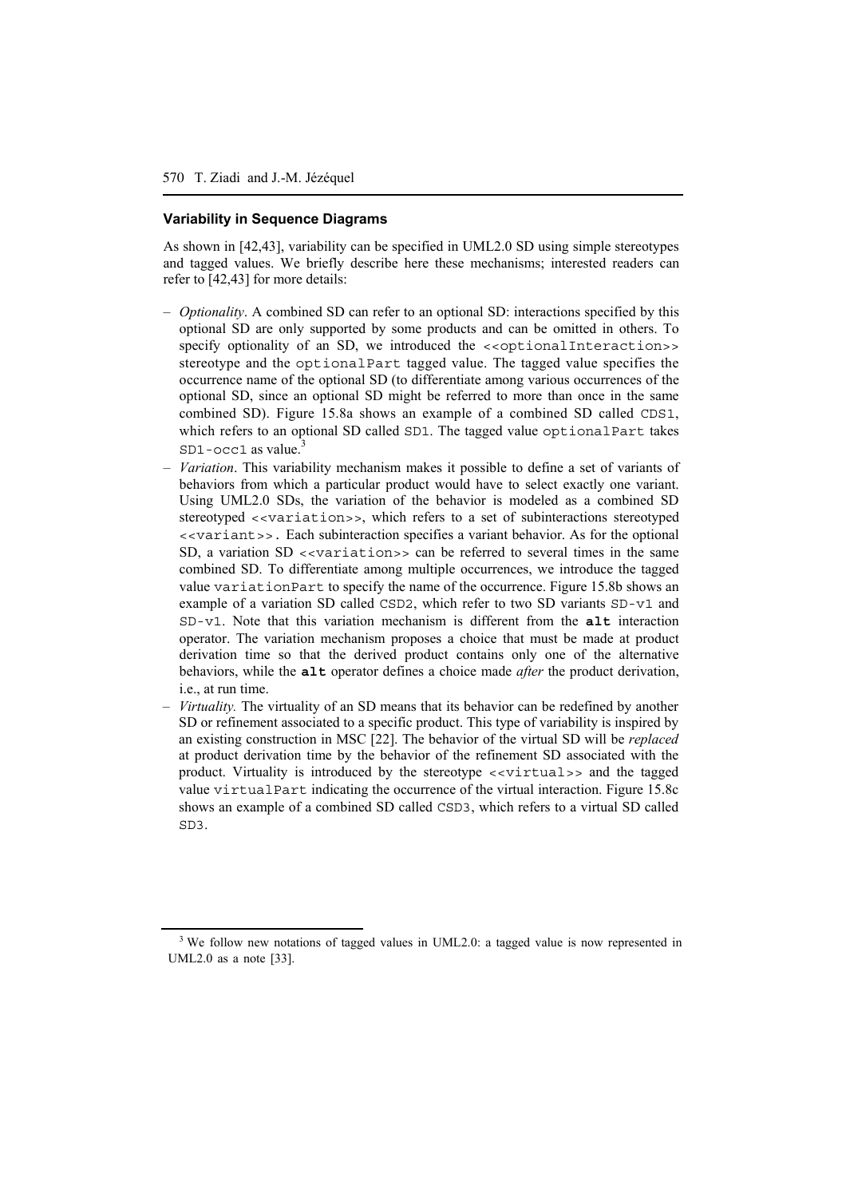### Variability in Sequence Diagrams

As shown in [42,43], variability can be specified in UML2.0 SD using simple stereotypes and tagged values. We briefly describe here these mechanisms; interested readers can refer to [42,43] for more details:

- *Optionality*. A combined SD can refer to an optional SD: interactions specified by this optional SD are only supported by some products and can be omitted in others. To specify optionality of an SD, we introduced the `<<optionalInteraction>>` stereotype and the `optionalPart` tagged value. The tagged value specifies the occurrence name of the optional SD (to differentiate among various occurrences of the optional SD, since an optional SD might be referred to more than once in the same combined SD). Figure 15.8a shows an example of a combined SD called `CDS1`, which refers to an optional SD called `SD1`. The tagged value `optionalPart` takes `SD1-occ1` as value.[3]
- *Variation*. This variability mechanism makes it possible to define a set of variants of behaviors from which a particular product would have to select exactly one variant. Using UML2.0 SDs, the variation of the behavior is modeled as a combined SD stereotyped `<<variation>>`, which refers to a set of subinteractions stereotyped `<<variant>>`. Each subinteraction specifies a variant behavior. As for the optional SD, a variation SD `<<variation>>` can be referred to several times in the same combined SD. To differentiate among multiple occurrences, we introduce the tagged value `variationPart` to specify the name of the occurrence. Figure 15.8b shows an example of a variation SD called `CSD2`, which refer to two SD variants `SD-v1` and `SD-v1`. Note that this variation mechanism is different from the **`alt`** interaction operator. The variation mechanism proposes a choice that must be made at product derivation time so that the derived product contains only one of the alternative behaviors, while the **`alt`** operator defines a choice made *after* the product derivation, i.e., at run time.
- *Virtuality.* The virtuality of an SD means that its behavior can be redefined by another SD or refinement associated to a specific product. This type of variability is inspired by an existing construction in MSC [22]. The behavior of the virtual SD will be *replaced* at product derivation time by the behavior of the refinement SD associated with the product. Virtuality is introduced by the stereotype `<<virtual>>` and the tagged value `virtualPart` indicating the occurrence of the virtual interaction. Figure 15.8c shows an example of a combined SD called `CSD3`, which refers to a virtual SD called `SD3`.

---

[3] We follow new notations of tagged values in UML2.0: a tagged value is now represented in UML2.0 as a note [33].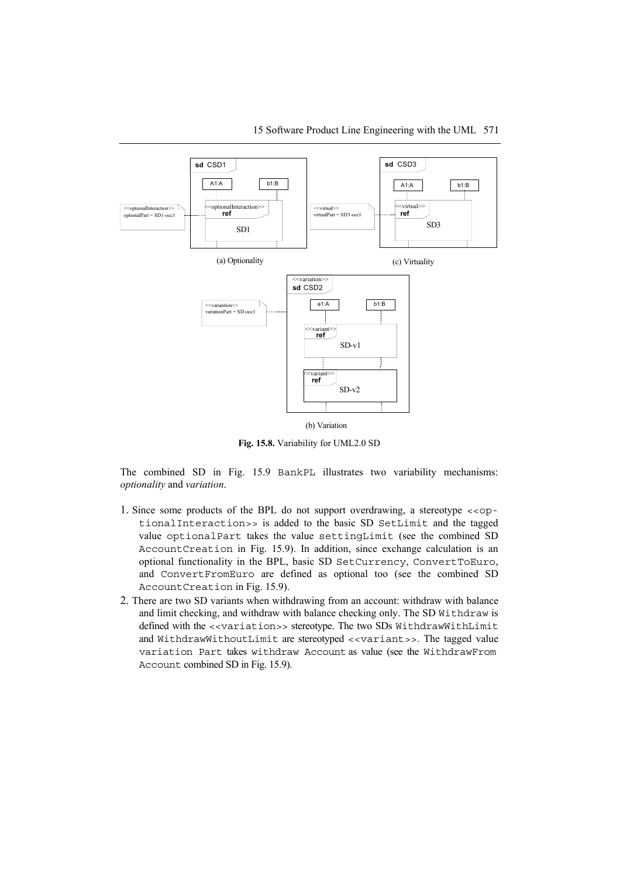(a) Optionality

(c) Virtuality

(b) Variation

**Fig. 15.8.** Variability for UML2.0 SD

The combined SD in Fig. 15.9 `BankPL` illustrates two variability mechanisms: *optionality* and *variation*.

1. Since some products of the BPL do not support overdrawing, a stereotype `<<optionalInteraction>>` is added to the basic SD `SetLimit` and the tagged value `optionalPart` takes the value `settingLimit` (see the combined SD `AccountCreation` in Fig. 15.9). In addition, since exchange calculation is an optional functionality in the BPL, basic SD `SetCurrency`, `ConvertToEuro`, and `ConvertFromEuro` are defined as optional too (see the combined SD `AccountCreation` in Fig. 15.9).
2. There are two SD variants when withdrawing from an account: withdraw with balance and limit checking, and withdraw with balance checking only. The SD `Withdraw` is defined with the `<<variation>>` stereotype. The two SDs `WithdrawWithLimit` and `WithdrawWithoutLimit` are stereotyped `<<variant>>`. The tagged value `variation Part` takes `withdraw Account` as value (see the `WithdrawFrom Account` combined SD in Fig. 15.9).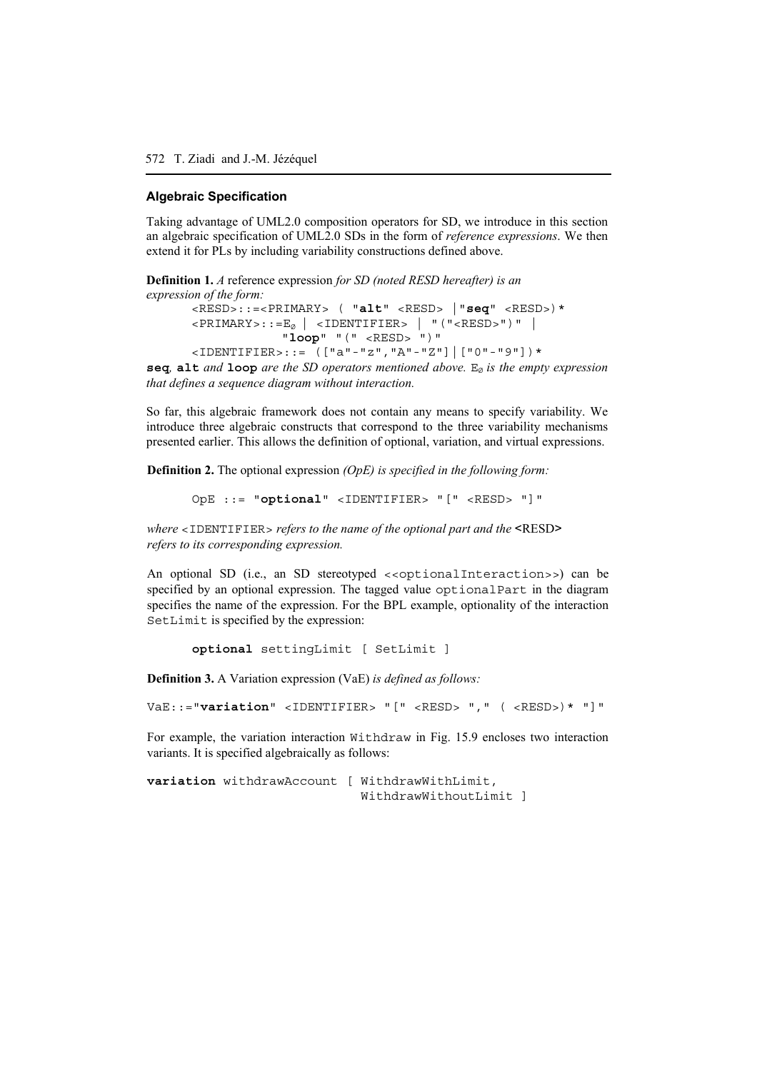### Algebraic Specification

Taking advantage of UML2.0 composition operators for SD, we introduce in this section an algebraic specification of UML2.0 SDs in the form of *reference expressions*. We then extend it for PLs by including variability constructions defined above.

**Definition 1.** *A* reference expression *for SD (noted RESD hereafter) is an expression of the form:*

```
<RESD>::=<PRIMARY> ( "alt" <RESD> |"seq" <RESD>)*
<PRIMARY>::=E∅ | <IDENTIFIER> | "("<RESD>")" |
            "loop" "(" <RESD> ")"
<IDENTIFIER>::= (["a"-"z","A"-"Z"]|["0"-"9"])*
```

**seq***,* **alt** *and* **loop** *are the SD operators mentioned above.* $E_{\emptyset}$ *is the empty expression that defines a sequence diagram without interaction.*

So far, this algebraic framework does not contain any means to specify variability. We introduce three algebraic constructs that correspond to the three variability mechanisms presented earlier. This allows the definition of optional, variation, and virtual expressions.

**Definition 2.** The optional expression *(OpE) is specified in the following form:*

```
OpE ::= "optional" <IDENTIFIER> "[" <RESD> "]"
```

*where* `<IDENTIFIER>` *refers to the name of the optional part and the* **<**RESD**>** *refers to its corresponding expression.*

An optional SD (i.e., an SD stereotyped `<<optionalInteraction>>`) can be specified by an optional expression. The tagged value `optionalPart` in the diagram specifies the name of the expression. For the BPL example, optionality of the interaction `SetLimit` is specified by the expression:

```
optional settingLimit [ SetLimit ]
```

**Definition 3.** A Variation expression (VaE) *is defined as follows:*

```
VaE::="variation" <IDENTIFIER> "[" <RESD> "," ( <RESD>)* "]"
```

For example, the variation interaction `Withdraw` in Fig. 15.9 encloses two interaction variants. It is specified algebraically as follows:

```
variation withdrawAccount [ WithdrawWithLimit,
                            WithdrawWithoutLimit ]
```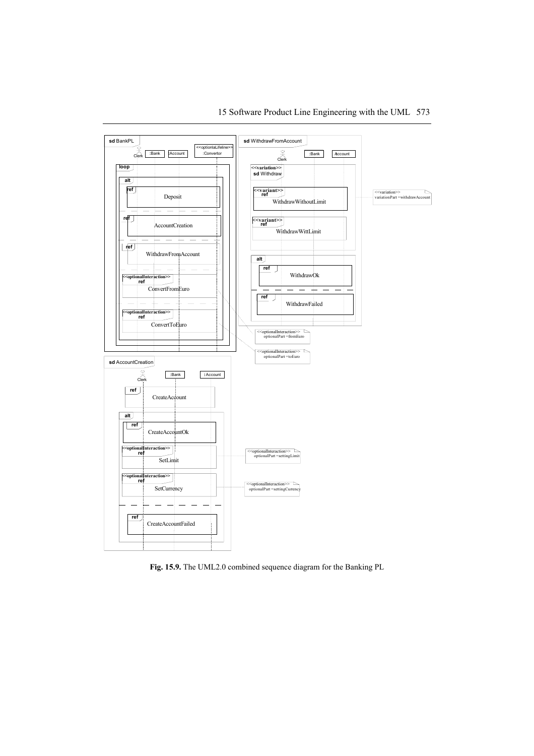**Fig. 15.9.** The UML2.0 combined sequence diagram for the Banking PL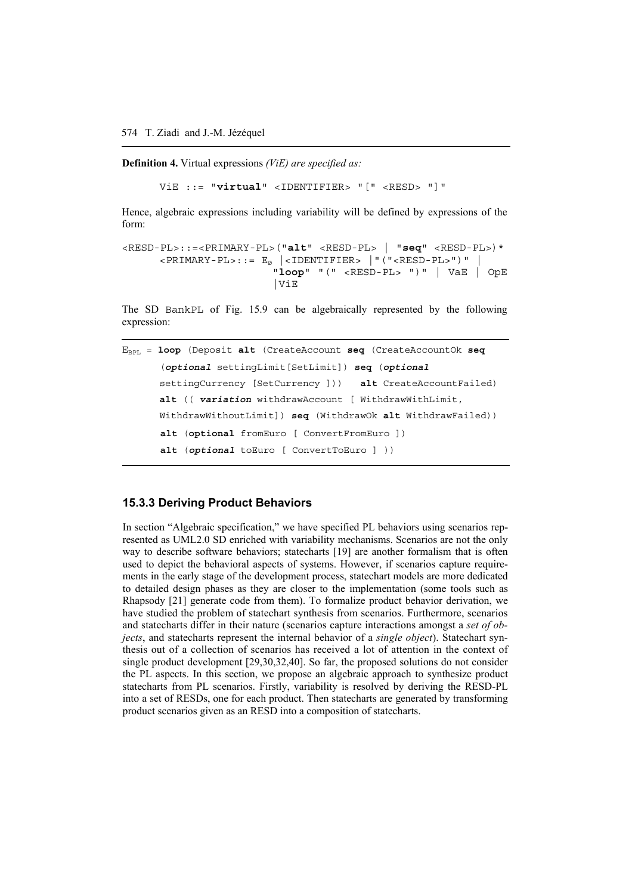**Definition 4.** Virtual expressions *(ViE) are specified as:*

```
ViE ::= "virtual" <IDENTIFIER> "[" <RESD> "]"
```

Hence, algebraic expressions including variability will be defined by expressions of the form:

```
<RESD-PL>::=<PRIMARY-PL>("alt" <RESD-PL> | "seq" <RESD-PL>)*
      <PRIMARY-PL>::= E∅ |<IDENTIFIER> |"("<RESD-PL>")" |
                        "loop" "(" <RESD-PL> ")" | VaE | OpE
                        |ViE
```

The SD BankPL of Fig. 15.9 can be algebraically represented by the following expression:

```
E_BPL = loop (Deposit alt (CreateAccount seq (CreateAccountOk seq
      (optional settingLimit[SetLimit]) seq (optional
      settingCurrency [SetCurrency ]))   alt CreateAccountFailed)
      alt (( variation withdrawAccount [ WithdrawWithLimit,
      WithdrawWithoutLimit]) seq (WithdrawOk alt WithdrawFailed))
      alt (optional fromEuro [ ConvertFromEuro ])
      alt (optional toEuro [ ConvertToEuro ] ))
```

### 15.3.3 Deriving Product Behaviors

In section "Algebraic specification," we have specified PL behaviors using scenarios represented as UML2.0 SD enriched with variability mechanisms. Scenarios are not the only way to describe software behaviors; statecharts [19] are another formalism that is often used to depict the behavioral aspects of systems. However, if scenarios capture requirements in the early stage of the development process, statechart models are more dedicated to detailed design phases as they are closer to the implementation (some tools such as Rhapsody [21] generate code from them). To formalize product behavior derivation, we have studied the problem of statechart synthesis from scenarios. Furthermore, scenarios and statecharts differ in their nature (scenarios capture interactions amongst a *set of objects*, and statecharts represent the internal behavior of a *single object*). Statechart synthesis out of a collection of scenarios has received a lot of attention in the context of single product development [29,30,32,40]. So far, the proposed solutions do not consider the PL aspects. In this section, we propose an algebraic approach to synthesize product statecharts from PL scenarios. Firstly, variability is resolved by deriving the RESD-PL into a set of RESDs, one for each product. Then statecharts are generated by transforming product scenarios given as an RESD into a composition of statecharts.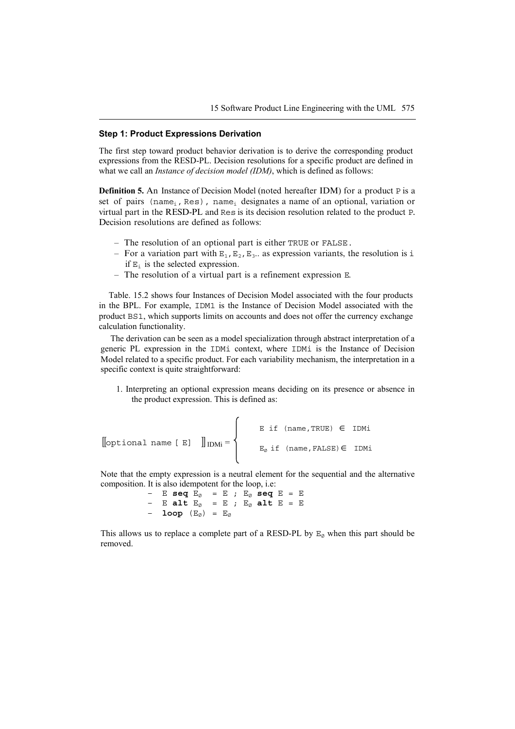### Step 1: Product Expressions Derivation

The first step toward product behavior derivation is to derive the corresponding product expressions from the RESD-PL. Decision resolutions for a specific product are defined in what we call an *Instance of decision model (IDM)*, which is defined as follows:

**Definition 5.** An Instance of Decision Model (noted hereafter IDM) for a product P is a set of pairs ($name_i$, Res), $name_i$ designates a name of an optional, variation or virtual part in the RESD-PL and Res is its decision resolution related to the product P. Decision resolutions are defined as follows:

- The resolution of an optional part is either TRUE or FALSE.
- For a variation part with $E_1, E_2, E_3$.. as expression variants, the resolution is i if $E_i$ is the selected expression.
- The resolution of a virtual part is a refinement expression E.

Table. 15.2 shows four Instances of Decision Model associated with the four products in the BPL. For example, IDM1 is the Instance of Decision Model associated with the product BS1, which supports limits on accounts and does not offer the currency exchange calculation functionality.

The derivation can be seen as a model specialization through abstract interpretation of a generic PL expression in the IDMi context, where IDMi is the Instance of Decision Model related to a specific product. For each variability mechanism, the interpretation in a specific context is quite straightforward:

1. Interpreting an optional expression means deciding on its presence or absence in the product expression. This is defined as:

$$[\![\texttt{optional name [ E]}]\!]_{IDMi} = \begin{cases} \texttt{E if (name,TRUE)} \in \texttt{IDMi} \\ E_{\emptyset}\texttt{ if (name,FALSE)} \in \texttt{IDMi} \end{cases}$$

Note that the empty expression is a neutral element for the sequential and the alternative composition. It is also idempotent for the loop, i.e:

- E **seq** $E_\emptyset$ = E ; $E_\emptyset$ **seq** E = E
- E **alt** $E_\emptyset$ = E ; $E_\emptyset$ **alt** E = E
- **loop** ($E_\emptyset$) = $E_\emptyset$

This allows us to replace a complete part of a RESD-PL by $E_\emptyset$ when this part should be removed.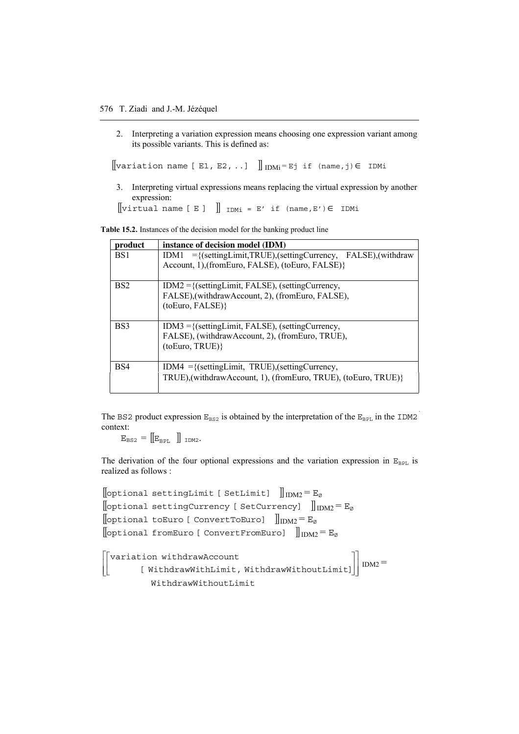2. Interpreting a variation expression means choosing one expression variant among its possible variants. This is defined as:

$[\![$`variation name [ E1, E2, ..]` $]\!]_{IDMi}$ = `Ej if (name,j)` $\in$ `IDMi`

3. Interpreting virtual expressions means replacing the virtual expression by another expression:

$[\![$`virtual name [ E ]` $]\!]_{IDMi}$ = `E' if (name,E')` $\in$ `IDMi`

**Table 15.2.** Instances of the decision model for the banking product line

| product | instance of decision model (IDM) |
|---|---|
| BS1 | IDM1 ={(settingLimit,TRUE),(settingCurrency, FALSE),(withdraw Account, 1),(fromEuro, FALSE), (toEuro, FALSE)} |
| BS2 | IDM2 ={(settingLimit, FALSE), (settingCurrency, FALSE),(withdrawAccount, 2), (fromEuro, FALSE), (toEuro, FALSE)} |
| BS3 | IDM3 ={(settingLimit, FALSE), (settingCurrency, FALSE), (withdrawAccount, 2), (fromEuro, TRUE), (toEuro, TRUE)} |
| BS4 | IDM4 ={(settingLimit, TRUE),(settingCurrency, TRUE),(withdrawAccount, 1), (fromEuro, TRUE), (toEuro, TRUE)} |

The `BS2` product expression $E_{BS2}$ is obtained by the interpretation of the $E_{BPL}$ in the `IDM2` context:

$$E_{BS2} = [\![E_{BPL}]\!]_{IDM2}.$$

The derivation of the four optional expressions and the variation expression in $E_{BPL}$ is realized as follows :

$[\![$`optional settingLimit [ SetLimit]` $]\!]_{IDM2} = E_{\emptyset}$

$[\![$`optional settingCurrency [ SetCurrency]` $]\!]_{IDM2} = E_{\emptyset}$

$[\![$`optional toEuro [ ConvertToEuro]` $]\!]_{IDM2} = E_{\emptyset}$

$[\![$`optional fromEuro [ ConvertFromEuro]` $]\!]_{IDM2} = E_{\emptyset}$

```
[[ variation withdrawAccount
       [ WithdrawWithLimit, WithdrawWithoutLimit] ]] IDM2 =
          WithdrawWithoutLimit
```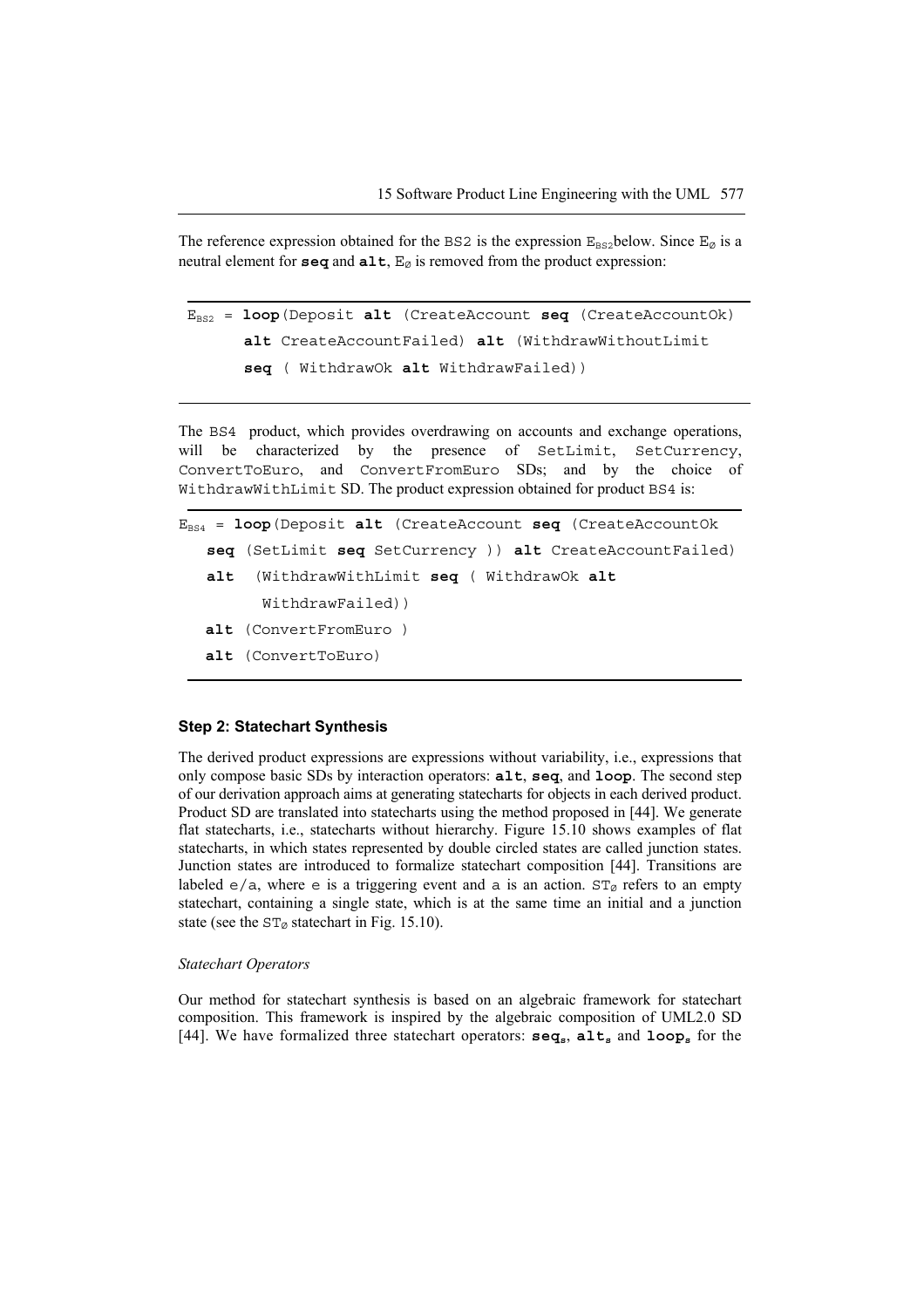The reference expression obtained for the BS2 is the expression $E_{BS2}$ below. Since $E_{\emptyset}$ is a neutral element for **seq** and **alt**, $E_{\emptyset}$ is removed from the product expression:

```
EBS2 = loop(Deposit alt (CreateAccount seq (CreateAccountOk)
       alt CreateAccountFailed) alt (WithdrawWithoutLimit
       seq ( WithdrawOk alt WithdrawFailed))
```

The BS4 product, which provides overdrawing on accounts and exchange operations, will be characterized by the presence of SetLimit, SetCurrency, ConvertToEuro, and ConvertFromEuro SDs; and by the choice of WithdrawWithLimit SD. The product expression obtained for product BS4 is:

```
EBS4 = loop(Deposit alt (CreateAccount seq (CreateAccountOk
   seq (SetLimit seq SetCurrency )) alt CreateAccountFailed)
   alt  (WithdrawWithLimit seq ( WithdrawOk alt
        WithdrawFailed))
   alt (ConvertFromEuro )
   alt (ConvertToEuro)
```

#### Step 2: Statechart Synthesis

The derived product expressions are expressions without variability, i.e., expressions that only compose basic SDs by interaction operators: **alt**, **seq**, and **loop**. The second step of our derivation approach aims at generating statecharts for objects in each derived product. Product SD are translated into statecharts using the method proposed in [44]. We generate flat statecharts, i.e., statecharts without hierarchy. Figure 15.10 shows examples of flat statecharts, in which states represented by double circled states are called junction states. Junction states are introduced to formalize statechart composition [44]. Transitions are labeled e/a, where e is a triggering event and a is an action. $ST_{\emptyset}$ refers to an empty statechart, containing a single state, which is at the same time an initial and a junction state (see the $ST_{\emptyset}$ statechart in Fig. 15.10).

*Statechart Operators*

Our method for statechart synthesis is based on an algebraic framework for statechart composition. This framework is inspired by the algebraic composition of UML2.0 SD [44]. We have formalized three statechart operators: $\mathbf{seq_s}$, $\mathbf{alt_s}$ and $\mathbf{loop_s}$ for the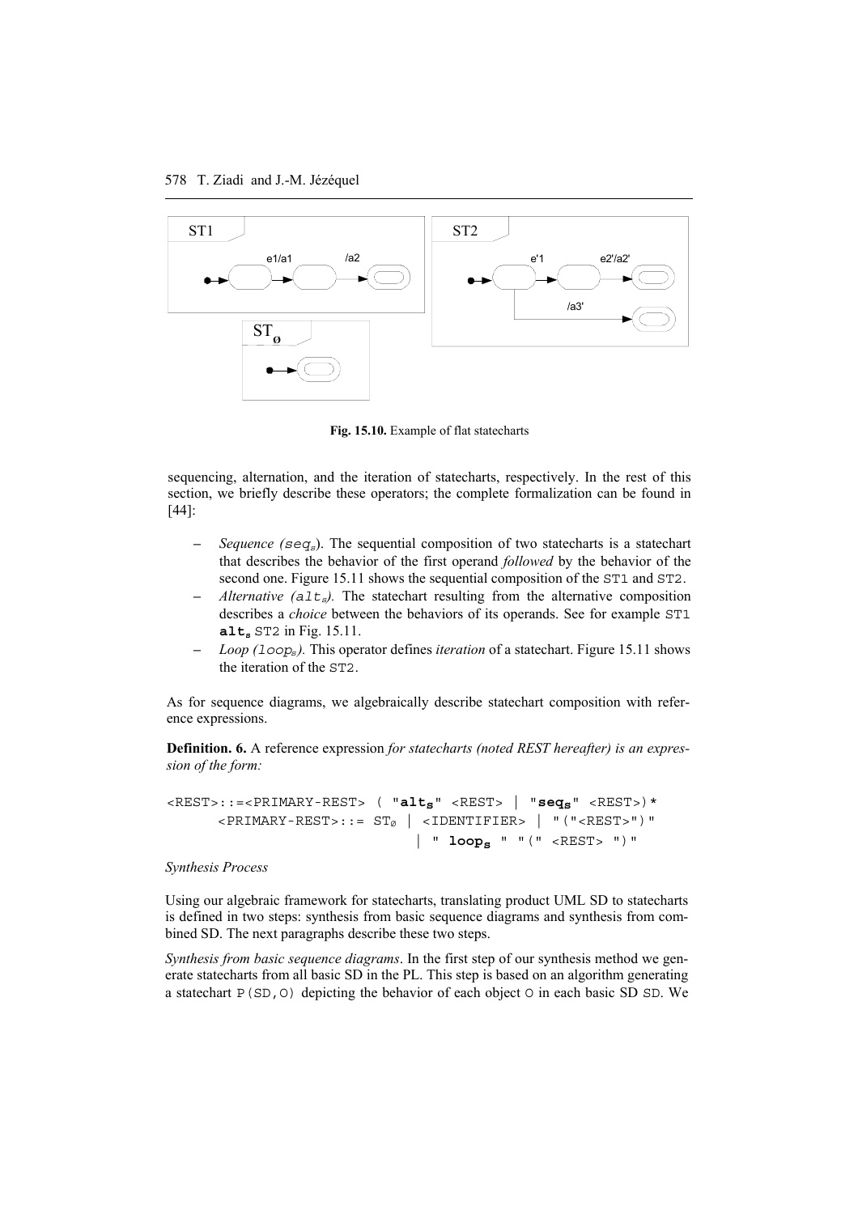Fig. 15.10. Example of flat statecharts

sequencing, alternation, and the iteration of statecharts, respectively. In the rest of this section, we briefly describe these operators; the complete formalization can be found in [44]:

- *Sequence* ($seq_s$). The sequential composition of two statecharts is a statechart that describes the behavior of the first operand *followed* by the behavior of the second one. Figure 15.11 shows the sequential composition of the ST1 and ST2.
- *Alternative* ($alt_s$). The statechart resulting from the alternative composition describes a *choice* between the behaviors of its operands. See for example ST1 **$alt_s$** ST2 in Fig. 15.11.
- *Loop* ($loop_s$). This operator defines *iteration* of a statechart. Figure 15.11 shows the iteration of the ST2.

As for sequence diagrams, we algebraically describe statechart composition with reference expressions.

**Definition. 6.** A reference expression *for statecharts (noted REST hereafter) is an expression of the form:*

```
<REST>::=<PRIMARY-REST> ( "alts" <REST> | "seqs" <REST>)*
      <PRIMARY-REST>::= ST∅ | <IDENTIFIER> | "("<REST>")"
                              | " loops " "(" <REST> ")"
```

*Synthesis Process*

Using our algebraic framework for statecharts, translating product UML SD to statecharts is defined in two steps: synthesis from basic sequence diagrams and synthesis from combined SD. The next paragraphs describe these two steps.

*Synthesis from basic sequence diagrams*. In the first step of our synthesis method we generate statecharts from all basic SD in the PL. This step is based on an algorithm generating a statechart P(SD,O) depicting the behavior of each object O in each basic SD SD. We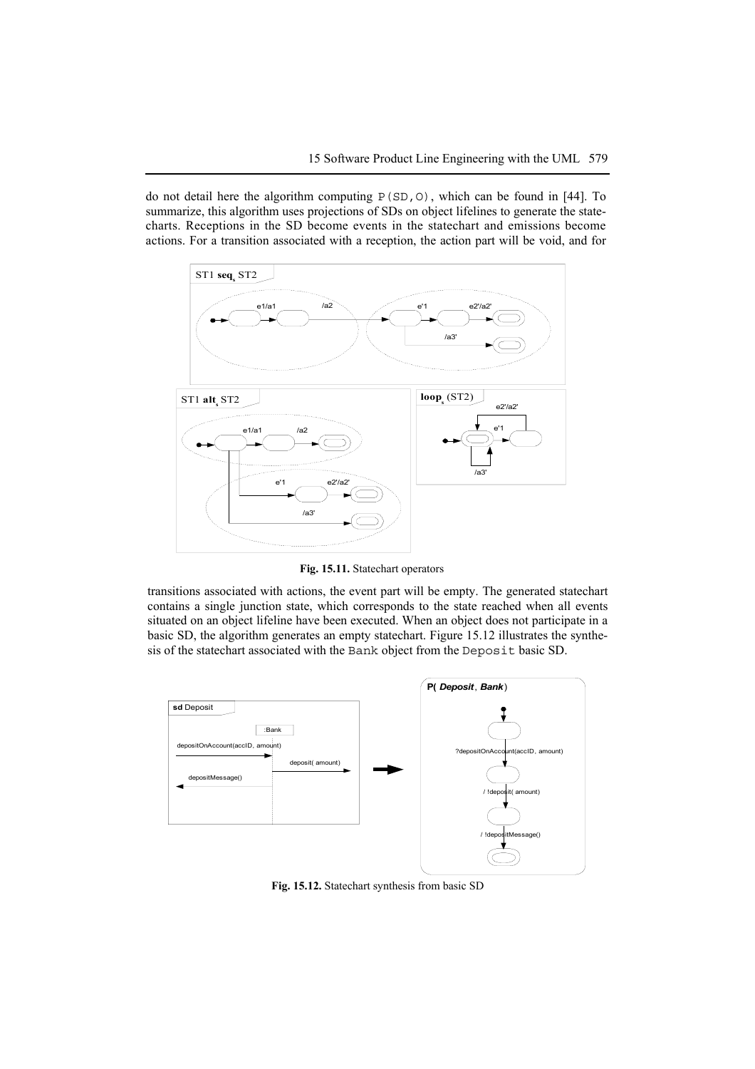do not detail here the algorithm computing P(SD,O), which can be found in [44]. To summarize, this algorithm uses projections of SDs on object lifelines to generate the statecharts. Receptions in the SD become events in the statechart and emissions become actions. For a transition associated with a reception, the action part will be void, and for

**Fig. 15.11.** Statechart operators

transitions associated with actions, the event part will be empty. The generated statechart contains a single junction state, which corresponds to the state reached when all events situated on an object lifeline have been executed. When an object does not participate in a basic SD, the algorithm generates an empty statechart. Figure 15.12 illustrates the synthesis of the statechart associated with the Bank object from the Deposit basic SD.

**Fig. 15.12.** Statechart synthesis from basic SD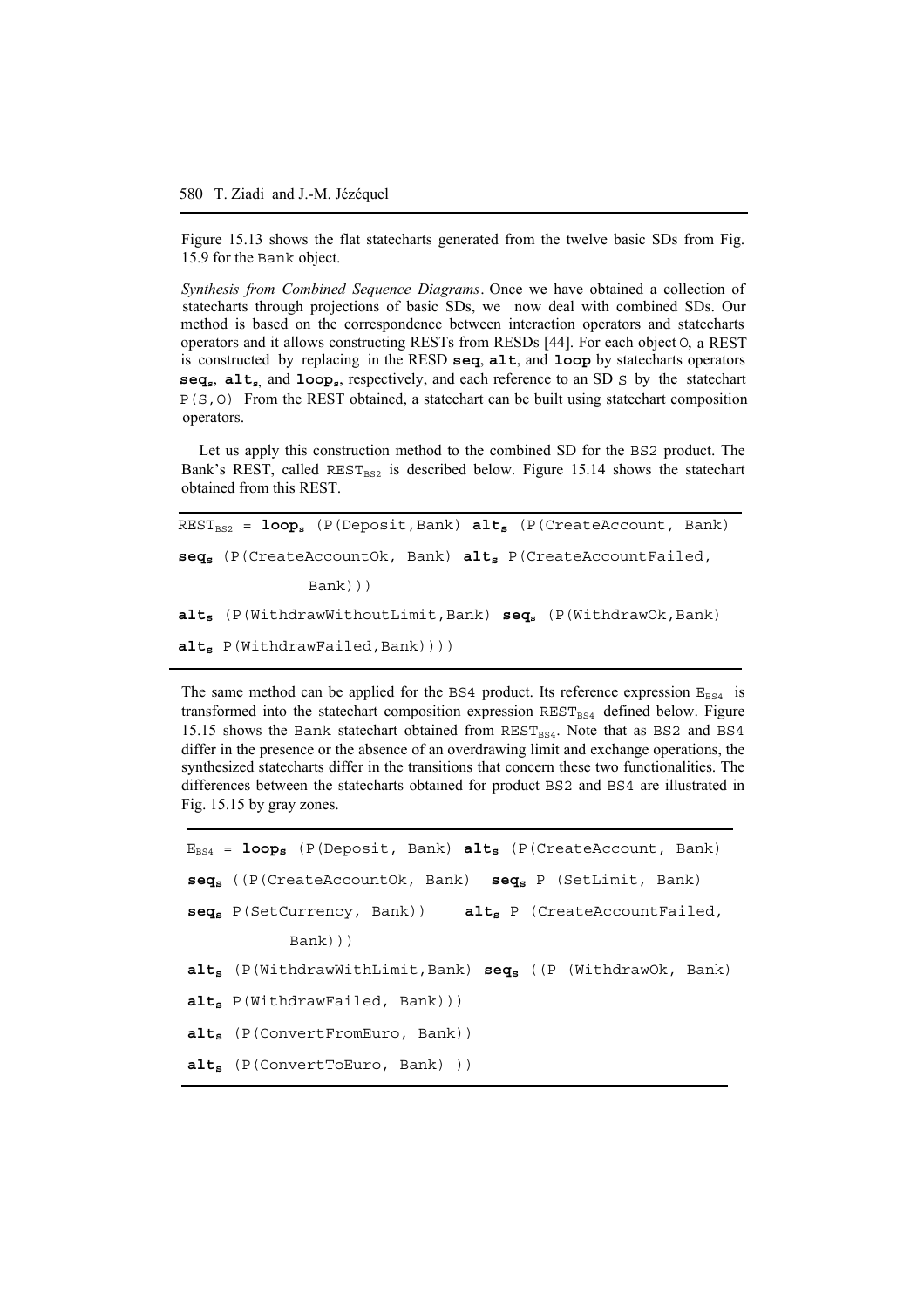Figure 15.13 shows the flat statecharts generated from the twelve basic SDs from Fig. 15.9 for the Bank object.

*Synthesis from Combined Sequence Diagrams*. Once we have obtained a collection of statecharts through projections of basic SDs, we now deal with combined SDs. Our method is based on the correspondence between interaction operators and statecharts operators and it allows constructing RESTs from RESDs [44]. For each object O, a REST is constructed by replacing in the RESD **seq**, **alt**, and **loop** by statecharts operators $\mathbf{seq_s}$, $\mathbf{alt_s}$, and $\mathbf{loop_s}$, respectively, and each reference to an SD S by the statechart P(S,O) From the REST obtained, a statechart can be built using statechart composition operators.

Let us apply this construction method to the combined SD for the BS2 product. The Bank's REST, called $REST_{BS2}$ is described below. Figure 15.14 shows the statechart obtained from this REST.

```
REST_BS2 = loop_s (P(Deposit,Bank) alt_s (P(CreateAccount, Bank)
seq_s (P(CreateAccountOk, Bank) alt_s P(CreateAccountFailed,
           Bank)))
alt_s (P(WithdrawWithoutLimit,Bank) seq_s (P(WithdrawOk,Bank)
alt_s P(WithdrawFailed,Bank))))
```

The same method can be applied for the BS4 product. Its reference expression $E_{BS4}$ is transformed into the statechart composition expression $REST_{BS4}$ defined below. Figure 15.15 shows the Bank statechart obtained from $REST_{BS4}$. Note that as BS2 and BS4 differ in the presence or the absence of an overdrawing limit and exchange operations, the synthesized statecharts differ in the transitions that concern these two functionalities. The differences between the statecharts obtained for product BS2 and BS4 are illustrated in Fig. 15.15 by gray zones.

```
E_BS4 = loop_s (P(Deposit, Bank) alt_s (P(CreateAccount, Bank)
seq_s ((P(CreateAccountOk, Bank)  seq_s P (SetLimit, Bank)
seq_s P(SetCurrency, Bank))    alt_s P (CreateAccountFailed,
         Bank)))
alt_s (P(WithdrawWithLimit,Bank) seq_s ((P (WithdrawOk, Bank)
alt_s P(WithdrawFailed, Bank)))
alt_s (P(ConvertFromEuro, Bank))
alt_s (P(ConvertToEuro, Bank) ))
```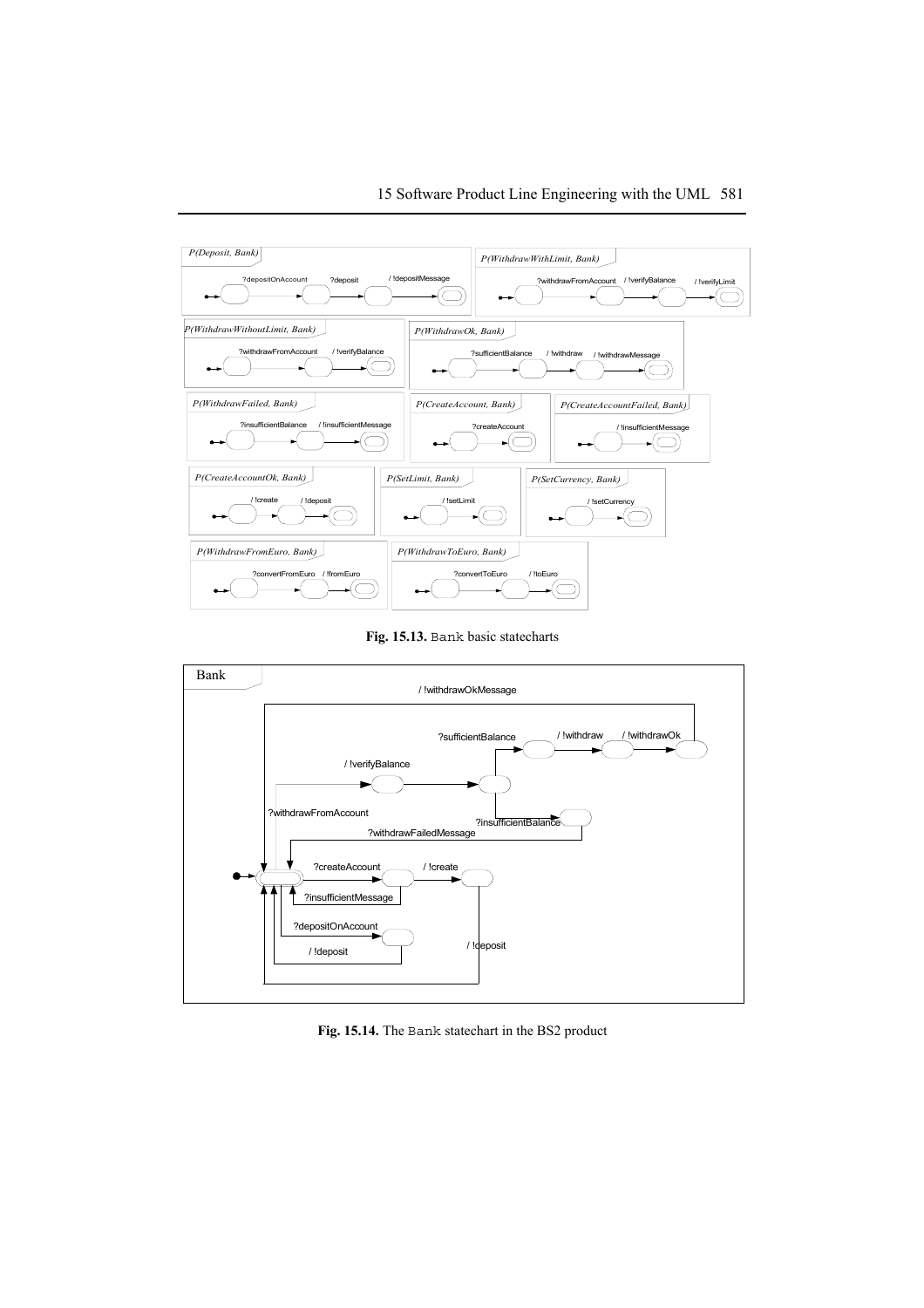Fig. 15.13. Bank basic statecharts

Fig. 15.14. The Bank statechart in the BS2 product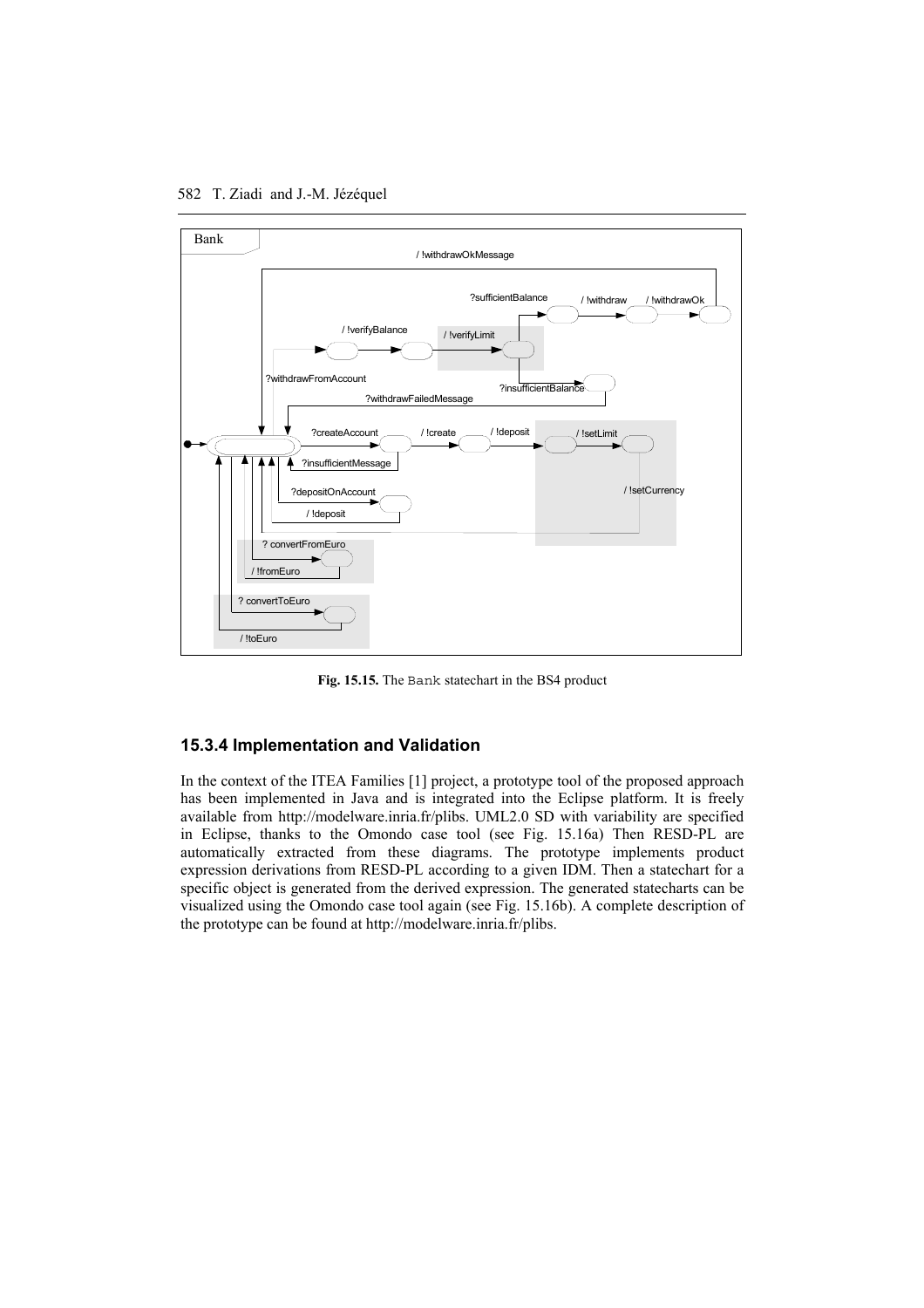Fig. 15.15. The Bank statechart in the BS4 product

### 15.3.4 Implementation and Validation

In the context of the ITEA Families [1] project, a prototype tool of the proposed approach has been implemented in Java and is integrated into the Eclipse platform. It is freely available from http://modelware.inria.fr/plibs. UML2.0 SD with variability are specified in Eclipse, thanks to the Omondo case tool (see Fig. 15.16a) Then RESD-PL are automatically extracted from these diagrams. The prototype implements product expression derivations from RESD-PL according to a given IDM. Then a statechart for a specific object is generated from the derived expression. The generated statecharts can be visualized using the Omondo case tool again (see Fig. 15.16b). A complete description of the prototype can be found at http://modelware.inria.fr/plibs.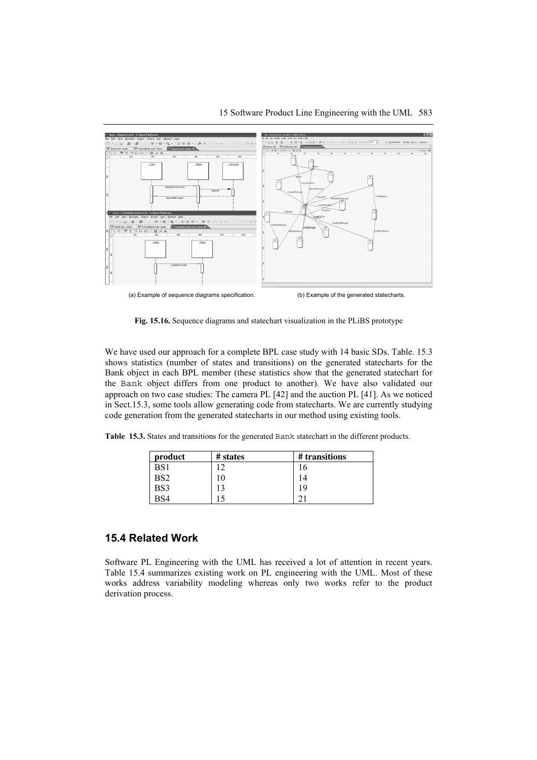(a) Example of sequence diagrams specification.

(b) Example of the generated statecharts.

**Fig. 15.16.** Sequence diagrams and statechart visualization in the PLiBS prototype

We have used our approach for a complete BPL case study with 14 basic SDs. Table. 15.3 shows statistics (number of states and transitions) on the generated statecharts for the Bank object in each BPL member (these statistics show that the generated statechart for the `Bank` object differs from one product to another). We have also validated our approach on two case studies: The camera PL [42] and the auction PL [41]. As we noticed in Sect.15.3, some tools allow generating code from statecharts. We are currently studying code generation from the generated statecharts in our method using existing tools.

**Table 15.3.** States and transitions for the generated `Bank` statechart in the different products.

| product | # states | # transitions |
|---|---|---|
| BS1 | 12 | 16 |
| BS2 | 10 | 14 |
| BS3 | 13 | 19 |
| BS4 | 15 | 21 |

## 15.4 Related Work

Software PL Engineering with the UML has received a lot of attention in recent years. Table 15.4 summarizes existing work on PL engineering with the UML. Most of these works address variability modeling whereas only two works refer to the product derivation process.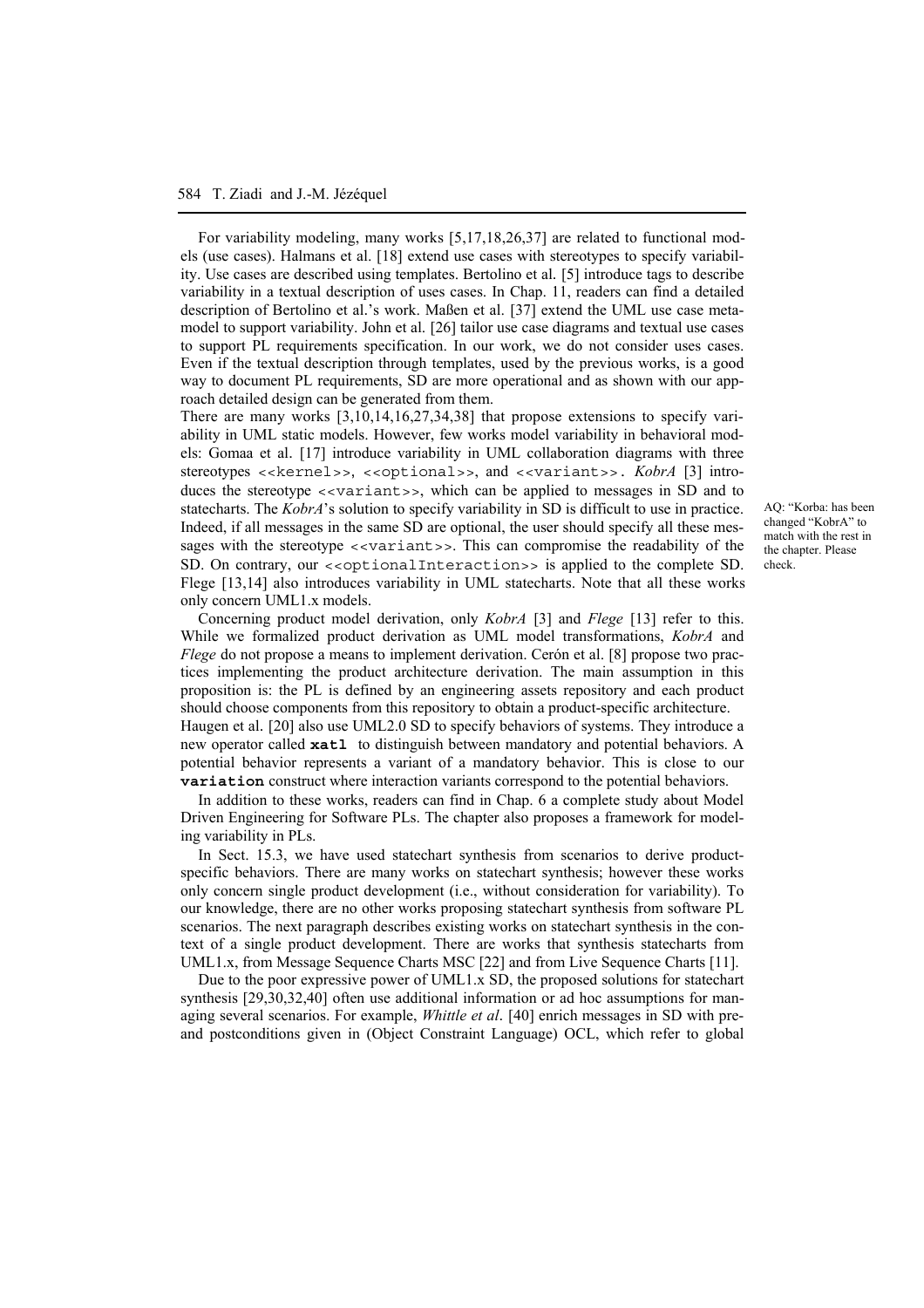For variability modeling, many works [5,17,18,26,37] are related to functional models (use cases). Halmans et al. [18] extend use cases with stereotypes to specify variability. Use cases are described using templates. Bertolino et al. [5] introduce tags to describe variability in a textual description of uses cases. In Chap. 11, readers can find a detailed description of Bertolino et al.'s work. Maßen et al. [37] extend the UML use case metamodel to support variability. John et al. [26] tailor use case diagrams and textual use cases to support PL requirements specification. In our work, we do not consider uses cases. Even if the textual description through templates, used by the previous works, is a good way to document PL requirements, SD are more operational and as shown with our approach detailed design can be generated from them.

There are many works [3,10,14,16,27,34,38] that propose extensions to specify variability in UML static models. However, few works model variability in behavioral models: Gomaa et al. [17] introduce variability in UML collaboration diagrams with three stereotypes `<<kernel>>`, `<<optional>>`, and `<<variant>>`. *KobrA* [3] introduces the stereotype `<<variant>>`, which can be applied to messages in SD and to statecharts. The *KobrA*'s solution to specify variability in SD is difficult to use in practice. Indeed, if all messages in the same SD are optional, the user should specify all these messages with the stereotype `<<variant>>`. This can compromise the readability of the SD. On contrary, our `<<optionalInteraction>>` is applied to the complete SD. Flege [13,14] also introduces variability in UML statecharts. Note that all these works only concern UML1.x models.

AQ: "Korba: has been changed "KobrA" to match with the rest in the chapter. Please check.

Concerning product model derivation, only *KobrA* [3] and *Flege* [13] refer to this. While we formalized product derivation as UML model transformations, *KobrA* and *Flege* do not propose a means to implement derivation. Cerón et al. [8] propose two practices implementing the product architecture derivation. The main assumption in this proposition is: the PL is defined by an engineering assets repository and each product should choose components from this repository to obtain a product-specific architecture.

Haugen et al. [20] also use UML2.0 SD to specify behaviors of systems. They introduce a new operator called **`xatl`** to distinguish between mandatory and potential behaviors. A potential behavior represents a variant of a mandatory behavior. This is close to our **`variation`** construct where interaction variants correspond to the potential behaviors.

In addition to these works, readers can find in Chap. 6 a complete study about Model Driven Engineering for Software PLs. The chapter also proposes a framework for modeling variability in PLs.

In Sect. 15.3, we have used statechart synthesis from scenarios to derive product-specific behaviors. There are many works on statechart synthesis; however these works only concern single product development (i.e., without consideration for variability). To our knowledge, there are no other works proposing statechart synthesis from software PL scenarios. The next paragraph describes existing works on statechart synthesis in the context of a single product development. There are works that synthesis statecharts from UML1.x, from Message Sequence Charts MSC [22] and from Live Sequence Charts [11].

Due to the poor expressive power of UML1.x SD, the proposed solutions for statechart synthesis [29,30,32,40] often use additional information or ad hoc assumptions for managing several scenarios. For example, *Whittle et al*. [40] enrich messages in SD with pre- and postconditions given in (Object Constraint Language) OCL, which refer to global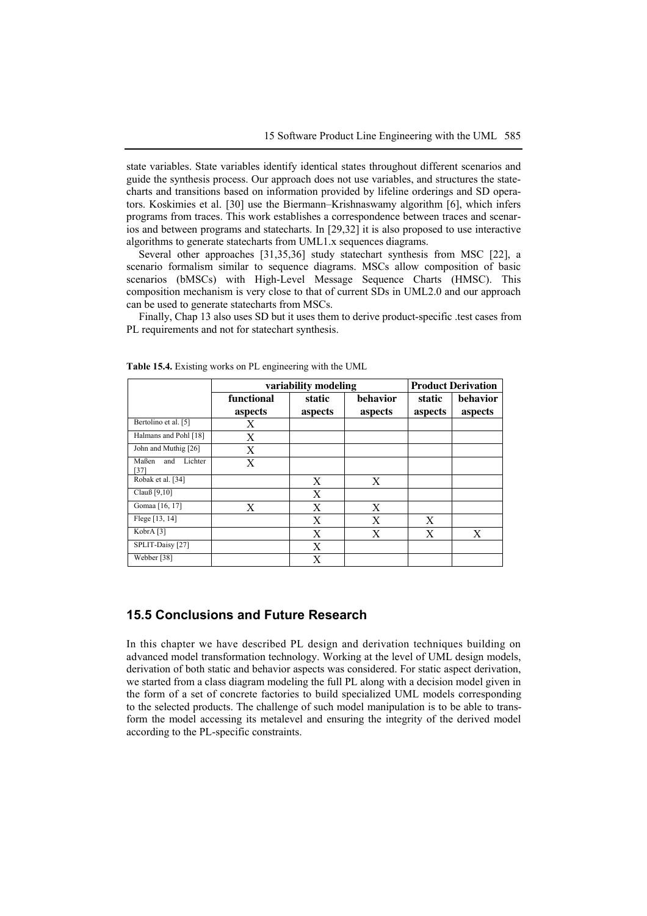state variables. State variables identify identical states throughout different scenarios and guide the synthesis process. Our approach does not use variables, and structures the statecharts and transitions based on information provided by lifeline orderings and SD operators. Koskimies et al. [30] use the Biermann–Krishnaswamy algorithm [6], which infers programs from traces. This work establishes a correspondence between traces and scenarios and between programs and statecharts. In [29,32] it is also proposed to use interactive algorithms to generate statecharts from UML1.x sequences diagrams.

Several other approaches [31,35,36] study statechart synthesis from MSC [22], a scenario formalism similar to sequence diagrams. MSCs allow composition of basic scenarios (bMSCs) with High-Level Message Sequence Charts (HMSC). This composition mechanism is very close to that of current SDs in UML2.0 and our approach can be used to generate statecharts from MSCs.

Finally, Chap 13 also uses SD but it uses them to derive product-specific .test cases from PL requirements and not for statechart synthesis.

**Table 15.4.** Existing works on PL engineering with the UML

| | variability modeling | | | Product Derivation | |
|---|---|---|---|---|---|
| | **functional aspects** | **static aspects** | **behavior aspects** | **static aspects** | **behavior aspects** |
| Bertolino et al. [5] | X | | | | |
| Halmans and Pohl [18] | X | | | | |
| John and Muthig [26] | X | | | | |
| Maßen and Lichter [37] | X | | | | |
| Robak et al. [34] | | X | X | | |
| Clauß [9,10] | | X | | | |
| Gomaa [16, 17] | X | X | X | | |
| Flege [13, 14] | | X | X | X | |
| KobrA [3] | | X | X | X | X |
| SPLIT-Daisy [27] | | X | | | |
| Webber [38] | | X | | | |

## 15.5 Conclusions and Future Research

In this chapter we have described PL design and derivation techniques building on advanced model transformation technology. Working at the level of UML design models, derivation of both static and behavior aspects was considered. For static aspect derivation, we started from a class diagram modeling the full PL along with a decision model given in the form of a set of concrete factories to build specialized UML models corresponding to the selected products. The challenge of such model manipulation is to be able to transform the model accessing its metalevel and ensuring the integrity of the derived model according to the PL-specific constraints.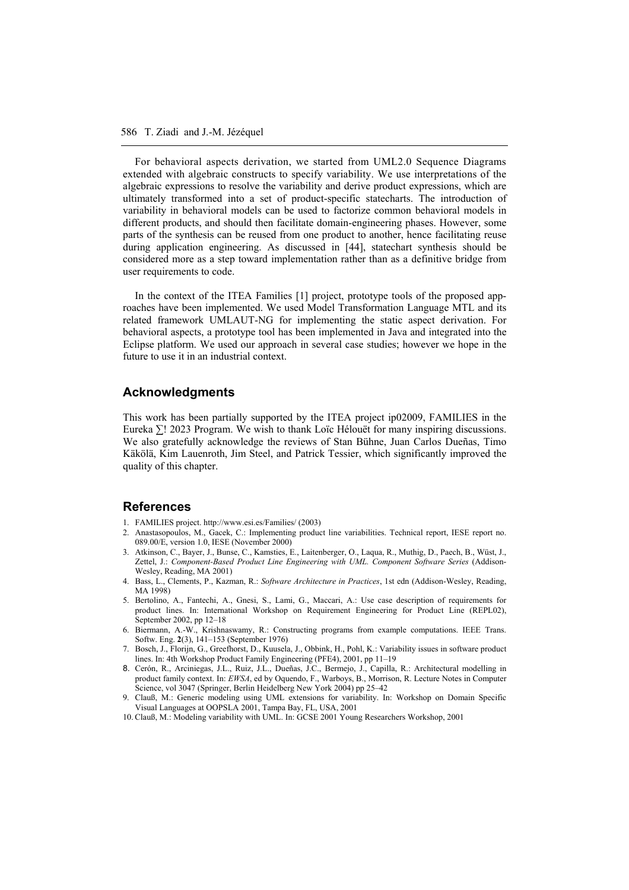For behavioral aspects derivation, we started from UML2.0 Sequence Diagrams extended with algebraic constructs to specify variability. We use interpretations of the algebraic expressions to resolve the variability and derive product expressions, which are ultimately transformed into a set of product-specific statecharts. The introduction of variability in behavioral models can be used to factorize common behavioral models in different products, and should then facilitate domain-engineering phases. However, some parts of the synthesis can be reused from one product to another, hence facilitating reuse during application engineering. As discussed in [44], statechart synthesis should be considered more as a step toward implementation rather than as a definitive bridge from user requirements to code.

In the context of the ITEA Families [1] project, prototype tools of the proposed approaches have been implemented. We used Model Transformation Language MTL and its related framework UMLAUT-NG for implementing the static aspect derivation. For behavioral aspects, a prototype tool has been implemented in Java and integrated into the Eclipse platform. We used our approach in several case studies; however we hope in the future to use it in an industrial context.

## Acknowledgments

This work has been partially supported by the ITEA project ip02009, FAMILIES in the Eureka ∑! 2023 Program. We wish to thank Loïc Hélouët for many inspiring discussions. We also gratefully acknowledge the reviews of Stan Bühne, Juan Carlos Dueñas, Timo Käkölä, Kim Lauenroth, Jim Steel, and Patrick Tessier, which significantly improved the quality of this chapter.

## References

1. FAMILIES project. http://www.esi.es/Families/ (2003)
2. Anastasopoulos, M., Gacek, C.: Implementing product line variabilities. Technical report, IESE report no. 089.00/E, version 1.0, IESE (November 2000)
3. Atkinson, C., Bayer, J., Bunse, C., Kamsties, E., Laitenberger, O., Laqua, R., Muthig, D., Paech, B., Wüst, J., Zettel, J.: *Component-Based Product Line Engineering with UML. Component Software Series* (Addison-Wesley, Reading, MA 2001)
4. Bass, L., Clements, P., Kazman, R.: *Software Architecture in Practices*, 1st edn (Addison-Wesley, Reading, MA 1998)
5. Bertolino, A., Fantechi, A., Gnesi, S., Lami, G., Maccari, A.: Use case description of requirements for product lines. In: International Workshop on Requirement Engineering for Product Line (REPL02), September 2002, pp 12–18
6. Biermann, A.-W., Krishnaswamy, R.: Constructing programs from example computations. IEEE Trans. Softw. Eng. **2**(3), 141–153 (September 1976)
7. Bosch, J., Florijn, G., Greefhorst, D., Kuusela, J., Obbink, H., Pohl, K.: Variability issues in software product lines. In: 4th Workshop Product Family Engineering (PFE4), 2001, pp 11–19
8. Cerón, R., Arciniegas, J.L., Ruiz, J.L., Dueñas, J.C., Bermejo, J., Capilla, R.: Architectural modelling in product family context. In: *EWSA*, ed by Oquendo, F., Warboys, B., Morrison, R. Lecture Notes in Computer Science, vol 3047 (Springer, Berlin Heidelberg New York 2004) pp 25–42
9. Clauß, M.: Generic modeling using UML extensions for variability. In: Workshop on Domain Specific Visual Languages at OOPSLA 2001, Tampa Bay, FL, USA, 2001
10. Clauß, M.: Modeling variability with UML. In: GCSE 2001 Young Researchers Workshop, 2001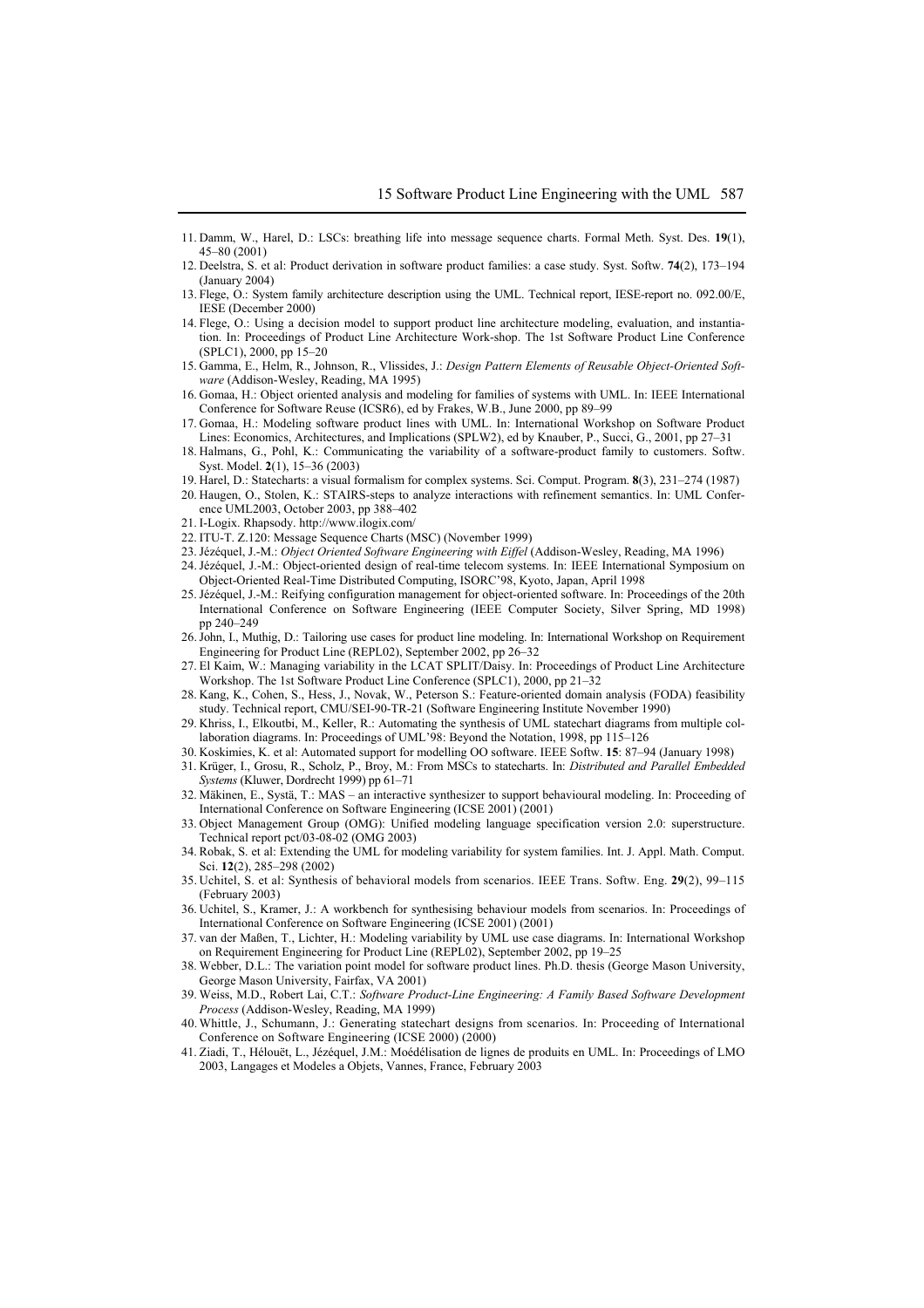11. Damm, W., Harel, D.: LSCs: breathing life into message sequence charts. Formal Meth. Syst. Des. **19**(1), 45–80 (2001)
12. Deelstra, S. et al: Product derivation in software product families: a case study. Syst. Softw. **74**(2), 173–194 (January 2004)
13. Flege, O.: System family architecture description using the UML. Technical report, IESE-report no. 092.00/E, IESE (December 2000)
14. Flege, O.: Using a decision model to support product line architecture modeling, evaluation, and instantiation. In: Proceedings of Product Line Architecture Work-shop. The 1st Software Product Line Conference (SPLC1), 2000, pp 15–20
15. Gamma, E., Helm, R., Johnson, R., Vlissides, J.: *Design Pattern Elements of Reusable Object-Oriented Software* (Addison-Wesley, Reading, MA 1995)
16. Gomaa, H.: Object oriented analysis and modeling for families of systems with UML. In: IEEE International Conference for Software Reuse (ICSR6), ed by Frakes, W.B., June 2000, pp 89–99
17. Gomaa, H.: Modeling software product lines with UML. In: International Workshop on Software Product Lines: Economics, Architectures, and Implications (SPLW2), ed by Knauber, P., Succi, G., 2001, pp 27–31
18. Halmans, G., Pohl, K.: Communicating the variability of a software-product family to customers. Softw. Syst. Model. **2**(1), 15–36 (2003)
19. Harel, D.: Statecharts: a visual formalism for complex systems. Sci. Comput. Program. **8**(3), 231–274 (1987)
20. Haugen, O., Stolen, K.: STAIRS-steps to analyze interactions with refinement semantics. In: UML Conference UML2003, October 2003, pp 388–402
21. I-Logix. Rhapsody. http://www.ilogix.com/
22. ITU-T. Z.120: Message Sequence Charts (MSC) (November 1999)
23. Jézéquel, J.-M.: *Object Oriented Software Engineering with Eiffel* (Addison-Wesley, Reading, MA 1996)
24. Jézéquel, J.-M.: Object-oriented design of real-time telecom systems. In: IEEE International Symposium on Object-Oriented Real-Time Distributed Computing, ISORC'98, Kyoto, Japan, April 1998
25. Jézéquel, J.-M.: Reifying configuration management for object-oriented software. In: Proceedings of the 20th International Conference on Software Engineering (IEEE Computer Society, Silver Spring, MD 1998) pp 240–249
26. John, I., Muthig, D.: Tailoring use cases for product line modeling. In: International Workshop on Requirement Engineering for Product Line (REPL02), September 2002, pp 26–32
27. El Kaim, W.: Managing variability in the LCAT SPLIT/Daisy. In: Proceedings of Product Line Architecture Workshop. The 1st Software Product Line Conference (SPLC1), 2000, pp 21–32
28. Kang, K., Cohen, S., Hess, J., Novak, W., Peterson S.: Feature-oriented domain analysis (FODA) feasibility study. Technical report, CMU/SEI-90-TR-21 (Software Engineering Institute November 1990)
29. Khriss, I., Elkoutbi, M., Keller, R.: Automating the synthesis of UML statechart diagrams from multiple collaboration diagrams. In: Proceedings of UML'98: Beyond the Notation, 1998, pp 115–126
30. Koskimies, K. et al: Automated support for modelling OO software. IEEE Softw. **15**: 87–94 (January 1998)
31. Krüger, I., Grosu, R., Scholz, P., Broy, M.: From MSCs to statecharts. In: *Distributed and Parallel Embedded Systems* (Kluwer, Dordrecht 1999) pp 61–71
32. Mäkinen, E., Systä, T.: MAS – an interactive synthesizer to support behavioural modeling. In: Proceeding of International Conference on Software Engineering (ICSE 2001) (2001)
33. Object Management Group (OMG): Unified modeling language specification version 2.0: superstructure. Technical report pct/03-08-02 (OMG 2003)
34. Robak, S. et al: Extending the UML for modeling variability for system families. Int. J. Appl. Math. Comput. Sci. **12**(2), 285–298 (2002)
35. Uchitel, S. et al: Synthesis of behavioral models from scenarios. IEEE Trans. Softw. Eng. **29**(2), 99–115 (February 2003)
36. Uchitel, S., Kramer, J.: A workbench for synthesising behaviour models from scenarios. In: Proceedings of International Conference on Software Engineering (ICSE 2001) (2001)
37. van der Maßen, T., Lichter, H.: Modeling variability by UML use case diagrams. In: International Workshop on Requirement Engineering for Product Line (REPL02), September 2002, pp 19–25
38. Webber, D.L.: The variation point model for software product lines. Ph.D. thesis (George Mason University, George Mason University, Fairfax, VA 2001)
39. Weiss, M.D., Robert Lai, C.T.: *Software Product-Line Engineering: A Family Based Software Development Process* (Addison-Wesley, Reading, MA 1999)
40. Whittle, J., Schumann, J.: Generating statechart designs from scenarios. In: Proceeding of International Conference on Software Engineering (ICSE 2000) (2000)
41. Ziadi, T., Hélouët, L., Jézéquel, J.M.: Moédélisation de lignes de produits en UML. In: Proceedings of LMO 2003, Langages et Modeles a Objets, Vannes, France, February 2003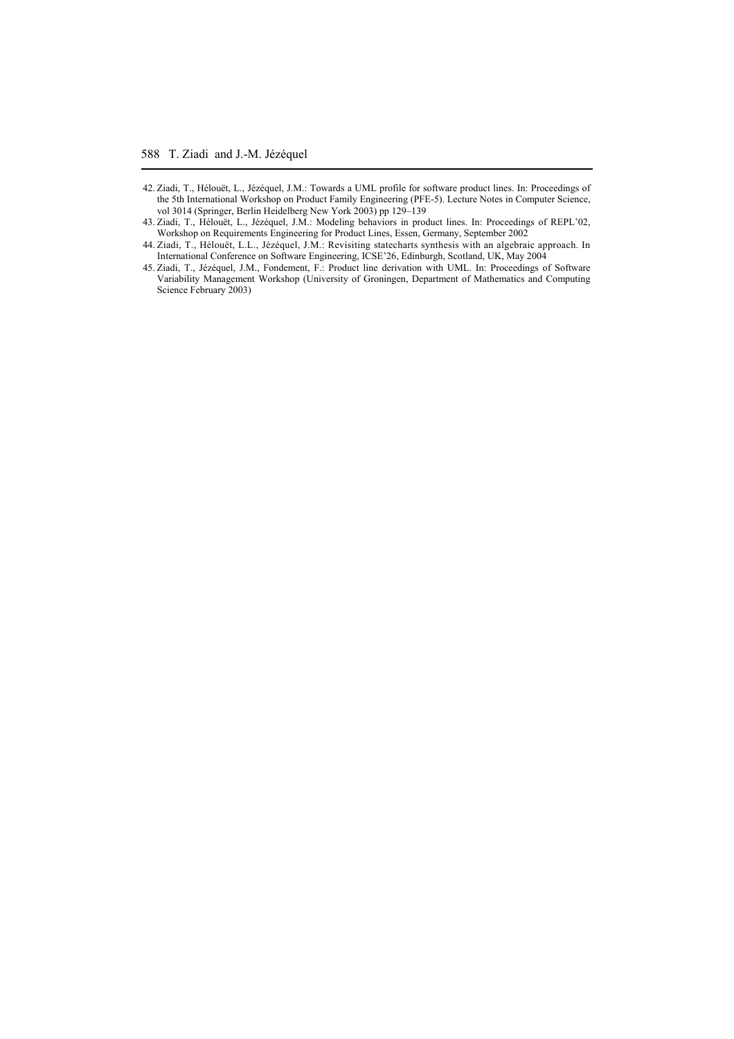42. Ziadi, T., Hélouët, L., Jézéquel, J.M.: Towards a UML profile for software product lines. In: Proceedings of the 5th International Workshop on Product Family Engineering (PFE-5). Lecture Notes in Computer Science, vol 3014 (Springer, Berlin Heidelberg New York 2003) pp 129–139
43. Ziadi, T., Hélouët, L., Jézéquel, J.M.: Modeling behaviors in product lines. In: Proceedings of REPL'02, Workshop on Requirements Engineering for Product Lines, Essen, Germany, September 2002
44. Ziadi, T., Hélouët, L.L., Jézéquel, J.M.: Revisiting statecharts synthesis with an algebraic approach. In International Conference on Software Engineering, ICSE'26, Edinburgh, Scotland, UK, May 2004
45. Ziadi, T., Jézéquel, J.M., Fondement, F.: Product line derivation with UML. In: Proceedings of Software Variability Management Workshop (University of Groningen, Department of Mathematics and Computing Science February 2003)